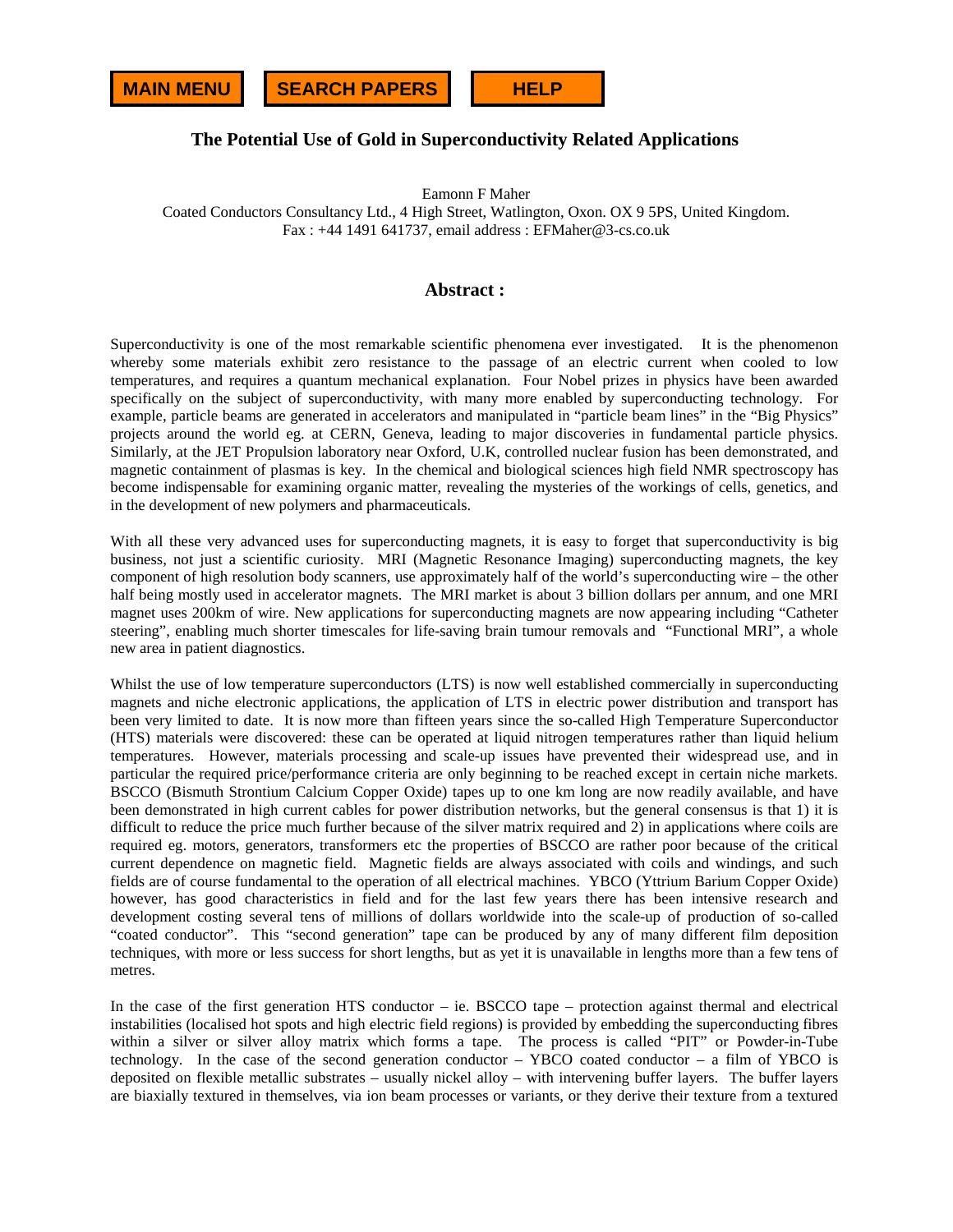# The Potential Use of Gold in Superconductivity Related Applications

Eamonn F Maher

Coated Conductors Consultancy Ltd., 4 High Street, Watlington, Oxon. OX 9 5PS, United Kingdom.
Fax : +44 1491 641737, email address : EFMaher@3-cs.co.uk

## Abstract :

Superconductivity is one of the most remarkable scientific phenomena ever investigated. It is the phenomenon whereby some materials exhibit zero resistance to the passage of an electric current when cooled to low temperatures, and requires a quantum mechanical explanation. Four Nobel prizes in physics have been awarded specifically on the subject of superconductivity, with many more enabled by superconducting technology. For example, particle beams are generated in accelerators and manipulated in "particle beam lines" in the "Big Physics" projects around the world eg. at CERN, Geneva, leading to major discoveries in fundamental particle physics. Similarly, at the JET Propulsion laboratory near Oxford, U.K, controlled nuclear fusion has been demonstrated, and magnetic containment of plasmas is key. In the chemical and biological sciences high field NMR spectroscopy has become indispensable for examining organic matter, revealing the mysteries of the workings of cells, genetics, and in the development of new polymers and pharmaceuticals.

With all these very advanced uses for superconducting magnets, it is easy to forget that superconductivity is big business, not just a scientific curiosity. MRI (Magnetic Resonance Imaging) superconducting magnets, the key component of high resolution body scanners, use approximately half of the world's superconducting wire – the other half being mostly used in accelerator magnets. The MRI market is about 3 billion dollars per annum, and one MRI magnet uses 200km of wire. New applications for superconducting magnets are now appearing including "Catheter steering", enabling much shorter timescales for life-saving brain tumour removals and "Functional MRI", a whole new area in patient diagnostics.

Whilst the use of low temperature superconductors (LTS) is now well established commercially in superconducting magnets and niche electronic applications, the application of LTS in electric power distribution and transport has been very limited to date. It is now more than fifteen years since the so-called High Temperature Superconductor (HTS) materials were discovered: these can be operated at liquid nitrogen temperatures rather than liquid helium temperatures. However, materials processing and scale-up issues have prevented their widespread use, and in particular the required price/performance criteria are only beginning to be reached except in certain niche markets. BSCCO (Bismuth Strontium Calcium Copper Oxide) tapes up to one km long are now readily available, and have been demonstrated in high current cables for power distribution networks, but the general consensus is that 1) it is difficult to reduce the price much further because of the silver matrix required and 2) in applications where coils are required eg. motors, generators, transformers etc the properties of BSCCO are rather poor because of the critical current dependence on magnetic field. Magnetic fields are always associated with coils and windings, and such fields are of course fundamental to the operation of all electrical machines. YBCO (Yttrium Barium Copper Oxide) however, has good characteristics in field and for the last few years there has been intensive research and development costing several tens of millions of dollars worldwide into the scale-up of production of so-called "coated conductor". This "second generation" tape can be produced by any of many different film deposition techniques, with more or less success for short lengths, but as yet it is unavailable in lengths more than a few tens of metres.

In the case of the first generation HTS conductor – ie. BSCCO tape – protection against thermal and electrical instabilities (localised hot spots and high electric field regions) is provided by embedding the superconducting fibres within a silver or silver alloy matrix which forms a tape. The process is called "PIT" or Powder-in-Tube technology. In the case of the second generation conductor – YBCO coated conductor – a film of YBCO is deposited on flexible metallic substrates – usually nickel alloy – with intervening buffer layers. The buffer layers are biaxially textured in themselves, via ion beam processes or variants, or they derive their texture from a textured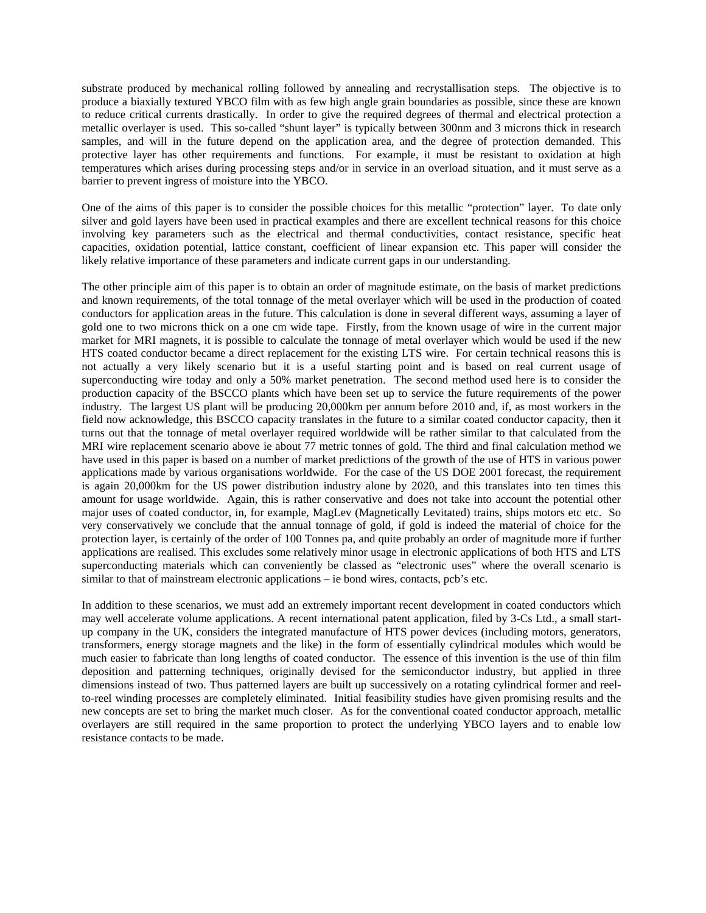substrate produced by mechanical rolling followed by annealing and recrystallisation steps. The objective is to produce a biaxially textured YBCO film with as few high angle grain boundaries as possible, since these are known to reduce critical currents drastically. In order to give the required degrees of thermal and electrical protection a metallic overlayer is used. This so-called "shunt layer" is typically between 300nm and 3 microns thick in research samples, and will in the future depend on the application area, and the degree of protection demanded. This protective layer has other requirements and functions. For example, it must be resistant to oxidation at high temperatures which arises during processing steps and/or in service in an overload situation, and it must serve as a barrier to prevent ingress of moisture into the YBCO.

One of the aims of this paper is to consider the possible choices for this metallic "protection" layer. To date only silver and gold layers have been used in practical examples and there are excellent technical reasons for this choice involving key parameters such as the electrical and thermal conductivities, contact resistance, specific heat capacities, oxidation potential, lattice constant, coefficient of linear expansion etc. This paper will consider the likely relative importance of these parameters and indicate current gaps in our understanding.

The other principle aim of this paper is to obtain an order of magnitude estimate, on the basis of market predictions and known requirements, of the total tonnage of the metal overlayer which will be used in the production of coated conductors for application areas in the future. This calculation is done in several different ways, assuming a layer of gold one to two microns thick on a one cm wide tape. Firstly, from the known usage of wire in the current major market for MRI magnets, it is possible to calculate the tonnage of metal overlayer which would be used if the new HTS coated conductor became a direct replacement for the existing LTS wire. For certain technical reasons this is not actually a very likely scenario but it is a useful starting point and is based on real current usage of superconducting wire today and only a 50% market penetration. The second method used here is to consider the production capacity of the BSCCO plants which have been set up to service the future requirements of the power industry. The largest US plant will be producing 20,000km per annum before 2010 and, if, as most workers in the field now acknowledge, this BSCCO capacity translates in the future to a similar coated conductor capacity, then it turns out that the tonnage of metal overlayer required worldwide will be rather similar to that calculated from the MRI wire replacement scenario above ie about 77 metric tonnes of gold. The third and final calculation method we have used in this paper is based on a number of market predictions of the growth of the use of HTS in various power applications made by various organisations worldwide. For the case of the US DOE 2001 forecast, the requirement is again 20,000km for the US power distribution industry alone by 2020, and this translates into ten times this amount for usage worldwide. Again, this is rather conservative and does not take into account the potential other major uses of coated conductor, in, for example, MagLev (Magnetically Levitated) trains, ships motors etc etc. So very conservatively we conclude that the annual tonnage of gold, if gold is indeed the material of choice for the protection layer, is certainly of the order of 100 Tonnes pa, and quite probably an order of magnitude more if further applications are realised. This excludes some relatively minor usage in electronic applications of both HTS and LTS superconducting materials which can conveniently be classed as "electronic uses" where the overall scenario is similar to that of mainstream electronic applications – ie bond wires, contacts, pcb's etc.

In addition to these scenarios, we must add an extremely important recent development in coated conductors which may well accelerate volume applications. A recent international patent application, filed by 3-Cs Ltd., a small start-up company in the UK, considers the integrated manufacture of HTS power devices (including motors, generators, transformers, energy storage magnets and the like) in the form of essentially cylindrical modules which would be much easier to fabricate than long lengths of coated conductor. The essence of this invention is the use of thin film deposition and patterning techniques, originally devised for the semiconductor industry, but applied in three dimensions instead of two. Thus patterned layers are built up successively on a rotating cylindrical former and reel-to-reel winding processes are completely eliminated. Initial feasibility studies have given promising results and the new concepts are set to bring the market much closer. As for the conventional coated conductor approach, metallic overlayers are still required in the same proportion to protect the underlying YBCO layers and to enable low resistance contacts to be made.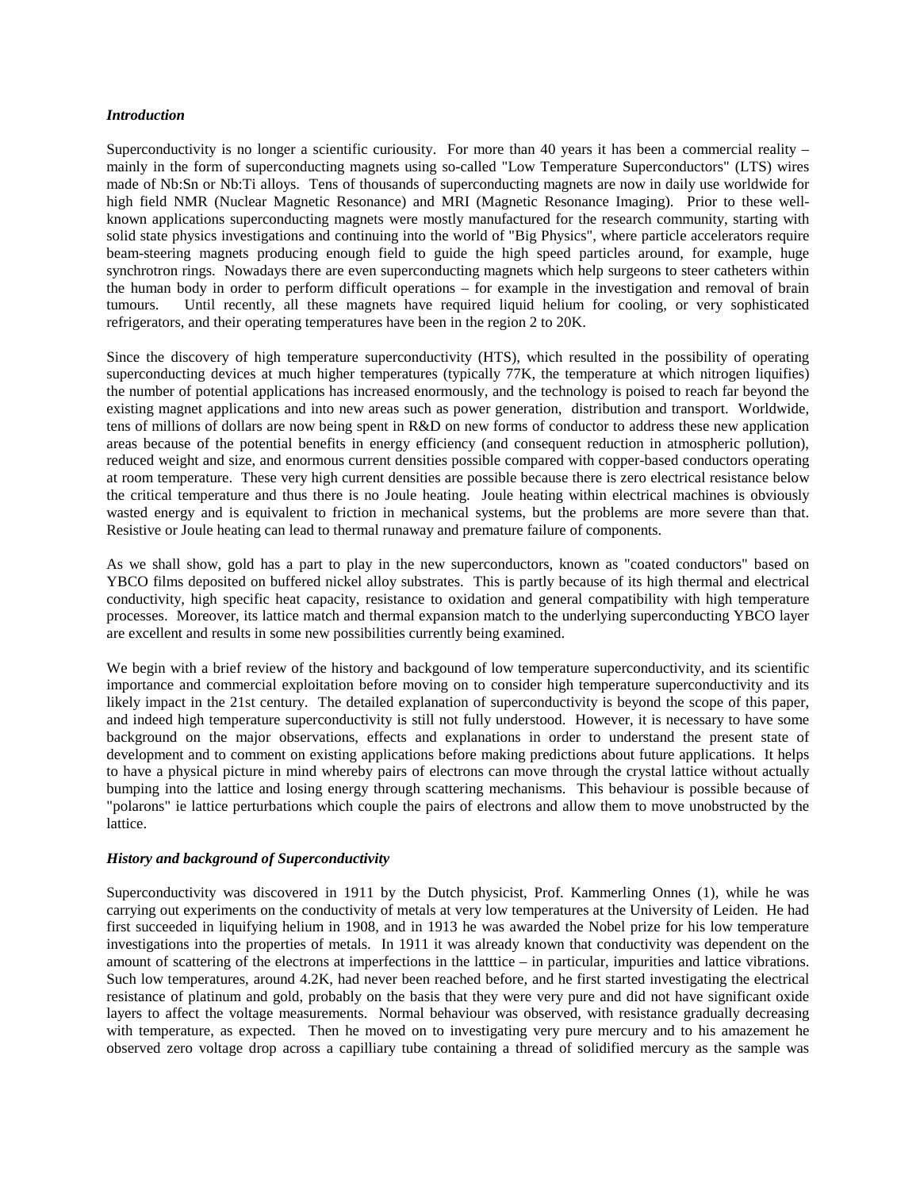***Introduction***

Superconductivity is no longer a scientific curiousity. For more than 40 years it has been a commercial reality – mainly in the form of superconducting magnets using so-called "Low Temperature Superconductors" (LTS) wires made of Nb:Sn or Nb:Ti alloys. Tens of thousands of superconducting magnets are now in daily use worldwide for high field NMR (Nuclear Magnetic Resonance) and MRI (Magnetic Resonance Imaging). Prior to these well-known applications superconducting magnets were mostly manufactured for the research community, starting with solid state physics investigations and continuing into the world of "Big Physics", where particle accelerators require beam-steering magnets producing enough field to guide the high speed particles around, for example, huge synchrotron rings. Nowadays there are even superconducting magnets which help surgeons to steer catheters within the human body in order to perform difficult operations – for example in the investigation and removal of brain tumours. Until recently, all these magnets have required liquid helium for cooling, or very sophisticated refrigerators, and their operating temperatures have been in the region 2 to 20K.

Since the discovery of high temperature superconductivity (HTS), which resulted in the possibility of operating superconducting devices at much higher temperatures (typically 77K, the temperature at which nitrogen liquifies) the number of potential applications has increased enormously, and the technology is poised to reach far beyond the existing magnet applications and into new areas such as power generation, distribution and transport. Worldwide, tens of millions of dollars are now being spent in R&D on new forms of conductor to address these new application areas because of the potential benefits in energy efficiency (and consequent reduction in atmospheric pollution), reduced weight and size, and enormous current densities possible compared with copper-based conductors operating at room temperature. These very high current densities are possible because there is zero electrical resistance below the critical temperature and thus there is no Joule heating. Joule heating within electrical machines is obviously wasted energy and is equivalent to friction in mechanical systems, but the problems are more severe than that. Resistive or Joule heating can lead to thermal runaway and premature failure of components.

As we shall show, gold has a part to play in the new superconductors, known as "coated conductors" based on YBCO films deposited on buffered nickel alloy substrates. This is partly because of its high thermal and electrical conductivity, high specific heat capacity, resistance to oxidation and general compatibility with high temperature processes. Moreover, its lattice match and thermal expansion match to the underlying superconducting YBCO layer are excellent and results in some new possibilities currently being examined.

We begin with a brief review of the history and backgound of low temperature superconductivity, and its scientific importance and commercial exploitation before moving on to consider high temperature superconductivity and its likely impact in the 21st century. The detailed explanation of superconductivity is beyond the scope of this paper, and indeed high temperature superconductivity is still not fully understood. However, it is necessary to have some background on the major observations, effects and explanations in order to understand the present state of development and to comment on existing applications before making predictions about future applications. It helps to have a physical picture in mind whereby pairs of electrons can move through the crystal lattice without actually bumping into the lattice and losing energy through scattering mechanisms. This behaviour is possible because of "polarons" ie lattice perturbations which couple the pairs of electrons and allow them to move unobstructed by the lattice.

***History and background of Superconductivity***

Superconductivity was discovered in 1911 by the Dutch physicist, Prof. Kammerling Onnes (1), while he was carrying out experiments on the conductivity of metals at very low temperatures at the University of Leiden. He had first succeeded in liquifying helium in 1908, and in 1913 he was awarded the Nobel prize for his low temperature investigations into the properties of metals. In 1911 it was already known that conductivity was dependent on the amount of scattering of the electrons at imperfections in the latttice – in particular, impurities and lattice vibrations. Such low temperatures, around 4.2K, had never been reached before, and he first started investigating the electrical resistance of platinum and gold, probably on the basis that they were very pure and did not have significant oxide layers to affect the voltage measurements. Normal behaviour was observed, with resistance gradually decreasing with temperature, as expected. Then he moved on to investigating very pure mercury and to his amazement he observed zero voltage drop across a capilliary tube containing a thread of solidified mercury as the sample was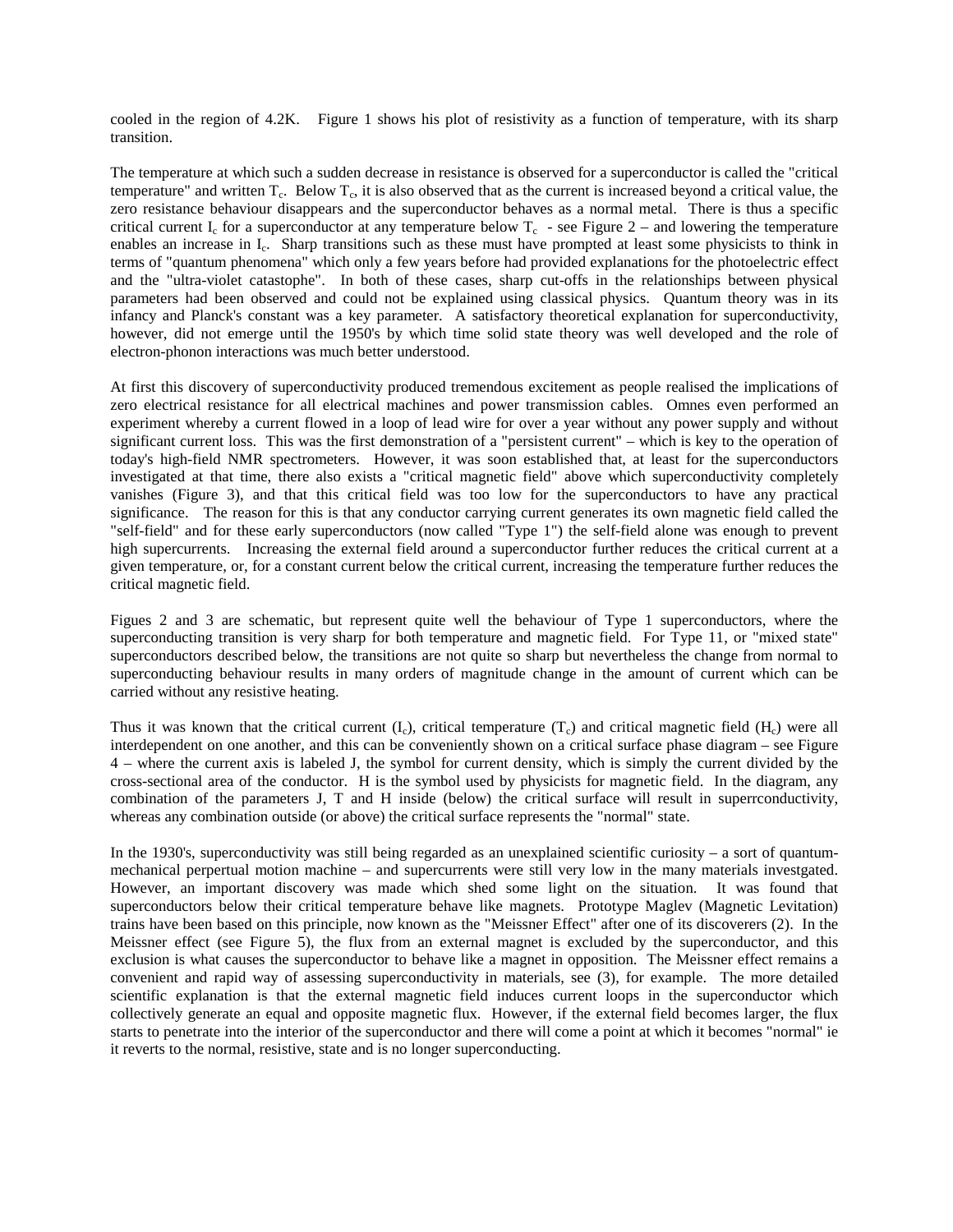cooled in the region of 4.2K. Figure 1 shows his plot of resistivity as a function of temperature, with its sharp transition.

The temperature at which such a sudden decrease in resistance is observed for a superconductor is called the "critical temperature" and written $T_c$. Below $T_c$, it is also observed that as the current is increased beyond a critical value, the zero resistance behaviour disappears and the superconductor behaves as a normal metal. There is thus a specific critical current $I_c$ for a superconductor at any temperature below $T_c$ - see Figure 2 – and lowering the temperature enables an increase in $I_c$. Sharp transitions such as these must have prompted at least some physicists to think in terms of "quantum phenomena" which only a few years before had provided explanations for the photoelectric effect and the "ultra-violet catastophe". In both of these cases, sharp cut-offs in the relationships between physical parameters had been observed and could not be explained using classical physics. Quantum theory was in its infancy and Planck's constant was a key parameter. A satisfactory theoretical explanation for superconductivity, however, did not emerge until the 1950's by which time solid state theory was well developed and the role of electron-phonon interactions was much better understood.

At first this discovery of superconductivity produced tremendous excitement as people realised the implications of zero electrical resistance for all electrical machines and power transmission cables. Omnes even performed an experiment whereby a current flowed in a loop of lead wire for over a year without any power supply and without significant current loss. This was the first demonstration of a "persistent current" – which is key to the operation of today's high-field NMR spectrometers. However, it was soon established that, at least for the superconductors investigated at that time, there also exists a "critical magnetic field" above which superconductivity completely vanishes (Figure 3), and that this critical field was too low for the superconductors to have any practical significance. The reason for this is that any conductor carrying current generates its own magnetic field called the "self-field" and for these early superconductors (now called "Type 1") the self-field alone was enough to prevent high supercurrents. Increasing the external field around a superconductor further reduces the critical current at a given temperature, or, for a constant current below the critical current, increasing the temperature further reduces the critical magnetic field.

Figues 2 and 3 are schematic, but represent quite well the behaviour of Type 1 superconductors, where the superconducting transition is very sharp for both temperature and magnetic field. For Type 11, or "mixed state" superconductors described below, the transitions are not quite so sharp but nevertheless the change from normal to superconducting behaviour results in many orders of magnitude change in the amount of current which can be carried without any resistive heating.

Thus it was known that the critical current ($I_c$), critical temperature ($T_c$) and critical magnetic field ($H_c$) were all interdependent on one another, and this can be conveniently shown on a critical surface phase diagram – see Figure 4 – where the current axis is labeled J, the symbol for current density, which is simply the current divided by the cross-sectional area of the conductor. H is the symbol used by physicists for magnetic field. In the diagram, any combination of the parameters J, T and H inside (below) the critical surface will result in superrconductivity, whereas any combination outside (or above) the critical surface represents the "normal" state.

In the 1930's, superconductivity was still being regarded as an unexplained scientific curiosity – a sort of quantum-mechanical perpertual motion machine – and supercurrents were still very low in the many materials investgated. However, an important discovery was made which shed some light on the situation. It was found that superconductors below their critical temperature behave like magnets. Prototype Maglev (Magnetic Levitation) trains have been based on this principle, now known as the "Meissner Effect" after one of its discoverers (2). In the Meissner effect (see Figure 5), the flux from an external magnet is excluded by the superconductor, and this exclusion is what causes the superconductor to behave like a magnet in opposition. The Meissner effect remains a convenient and rapid way of assessing superconductivity in materials, see (3), for example. The more detailed scientific explanation is that the external magnetic field induces current loops in the superconductor which collectively generate an equal and opposite magnetic flux. However, if the external field becomes larger, the flux starts to penetrate into the interior of the superconductor and there will come a point at which it becomes "normal" ie it reverts to the normal, resistive, state and is no longer superconducting.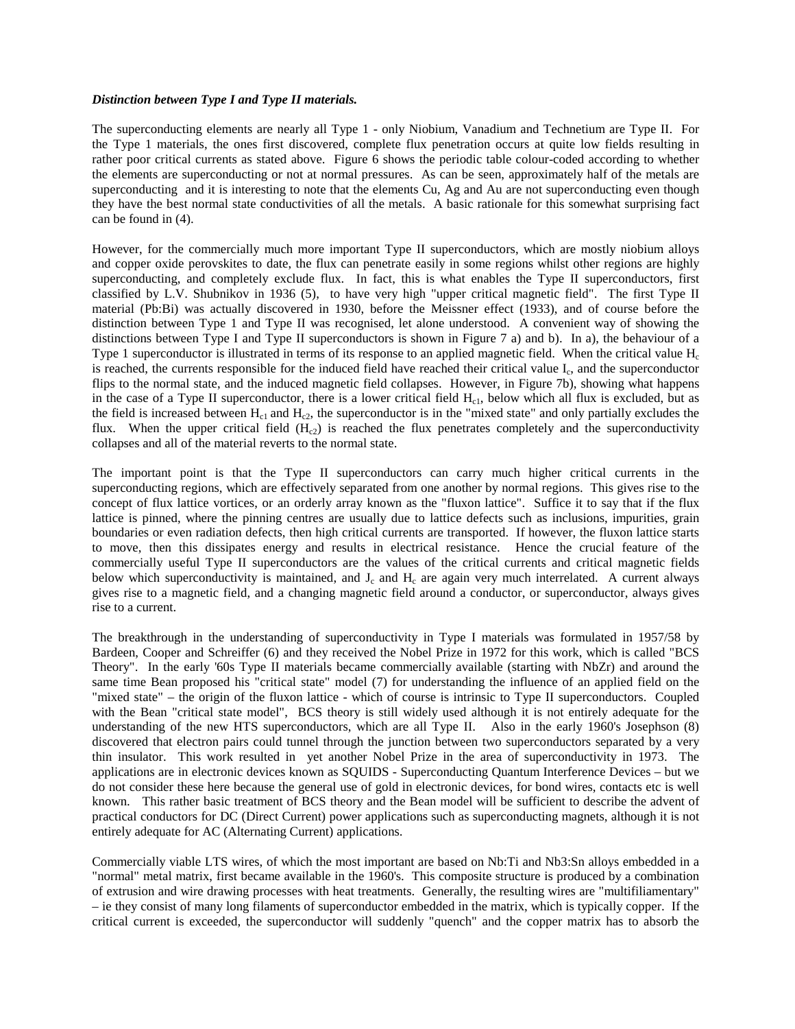***Distinction between Type I and Type II materials.***

The superconducting elements are nearly all Type 1 - only Niobium, Vanadium and Technetium are Type II. For the Type 1 materials, the ones first discovered, complete flux penetration occurs at quite low fields resulting in rather poor critical currents as stated above. Figure 6 shows the periodic table colour-coded according to whether the elements are superconducting or not at normal pressures. As can be seen, approximately half of the metals are superconducting and it is interesting to note that the elements Cu, Ag and Au are not superconducting even though they have the best normal state conductivities of all the metals. A basic rationale for this somewhat surprising fact can be found in (4).

However, for the commercially much more important Type II superconductors, which are mostly niobium alloys and copper oxide perovskites to date, the flux can penetrate easily in some regions whilst other regions are highly superconducting, and completely exclude flux. In fact, this is what enables the Type II superconductors, first classified by L.V. Shubnikov in 1936 (5), to have very high "upper critical magnetic field". The first Type II material (Pb:Bi) was actually discovered in 1930, before the Meissner effect (1933), and of course before the distinction between Type 1 and Type II was recognised, let alone understood. A convenient way of showing the distinctions between Type I and Type II superconductors is shown in Figure 7 a) and b). In a), the behaviour of a Type 1 superconductor is illustrated in terms of its response to an applied magnetic field. When the critical value $H_c$ is reached, the currents responsible for the induced field have reached their critical value $I_c$, and the superconductor flips to the normal state, and the induced magnetic field collapses. However, in Figure 7b), showing what happens in the case of a Type II superconductor, there is a lower critical field $H_{c1}$, below which all flux is excluded, but as the field is increased between $H_{c1}$ and $H_{c2}$, the superconductor is in the "mixed state" and only partially excludes the flux. When the upper critical field ($H_{c2}$) is reached the flux penetrates completely and the superconductivity collapses and all of the material reverts to the normal state.

The important point is that the Type II superconductors can carry much higher critical currents in the superconducting regions, which are effectively separated from one another by normal regions. This gives rise to the concept of flux lattice vortices, or an orderly array known as the "fluxon lattice". Suffice it to say that if the flux lattice is pinned, where the pinning centres are usually due to lattice defects such as inclusions, impurities, grain boundaries or even radiation defects, then high critical currents are transported. If however, the fluxon lattice starts to move, then this dissipates energy and results in electrical resistance. Hence the crucial feature of the commercially useful Type II superconductors are the values of the critical currents and critical magnetic fields below which superconductivity is maintained, and $J_c$ and $H_c$ are again very much interrelated. A current always gives rise to a magnetic field, and a changing magnetic field around a conductor, or superconductor, always gives rise to a current.

The breakthrough in the understanding of superconductivity in Type I materials was formulated in 1957/58 by Bardeen, Cooper and Schreiffer (6) and they received the Nobel Prize in 1972 for this work, which is called "BCS Theory". In the early '60s Type II materials became commercially available (starting with NbZr) and around the same time Bean proposed his "critical state" model (7) for understanding the influence of an applied field on the "mixed state" – the origin of the fluxon lattice - which of course is intrinsic to Type II superconductors. Coupled with the Bean "critical state model", BCS theory is still widely used although it is not entirely adequate for the understanding of the new HTS superconductors, which are all Type II. Also in the early 1960's Josephson (8) discovered that electron pairs could tunnel through the junction between two superconductors separated by a very thin insulator. This work resulted in yet another Nobel Prize in the area of superconductivity in 1973. The applications are in electronic devices known as SQUIDS - Superconducting Quantum Interference Devices – but we do not consider these here because the general use of gold in electronic devices, for bond wires, contacts etc is well known. This rather basic treatment of BCS theory and the Bean model will be sufficient to describe the advent of practical conductors for DC (Direct Current) power applications such as superconducting magnets, although it is not entirely adequate for AC (Alternating Current) applications.

Commercially viable LTS wires, of which the most important are based on Nb:Ti and Nb3:Sn alloys embedded in a "normal" metal matrix, first became available in the 1960's. This composite structure is produced by a combination of extrusion and wire drawing processes with heat treatments. Generally, the resulting wires are "multifiliamentary" – ie they consist of many long filaments of superconductor embedded in the matrix, which is typically copper. If the critical current is exceeded, the superconductor will suddenly "quench" and the copper matrix has to absorb the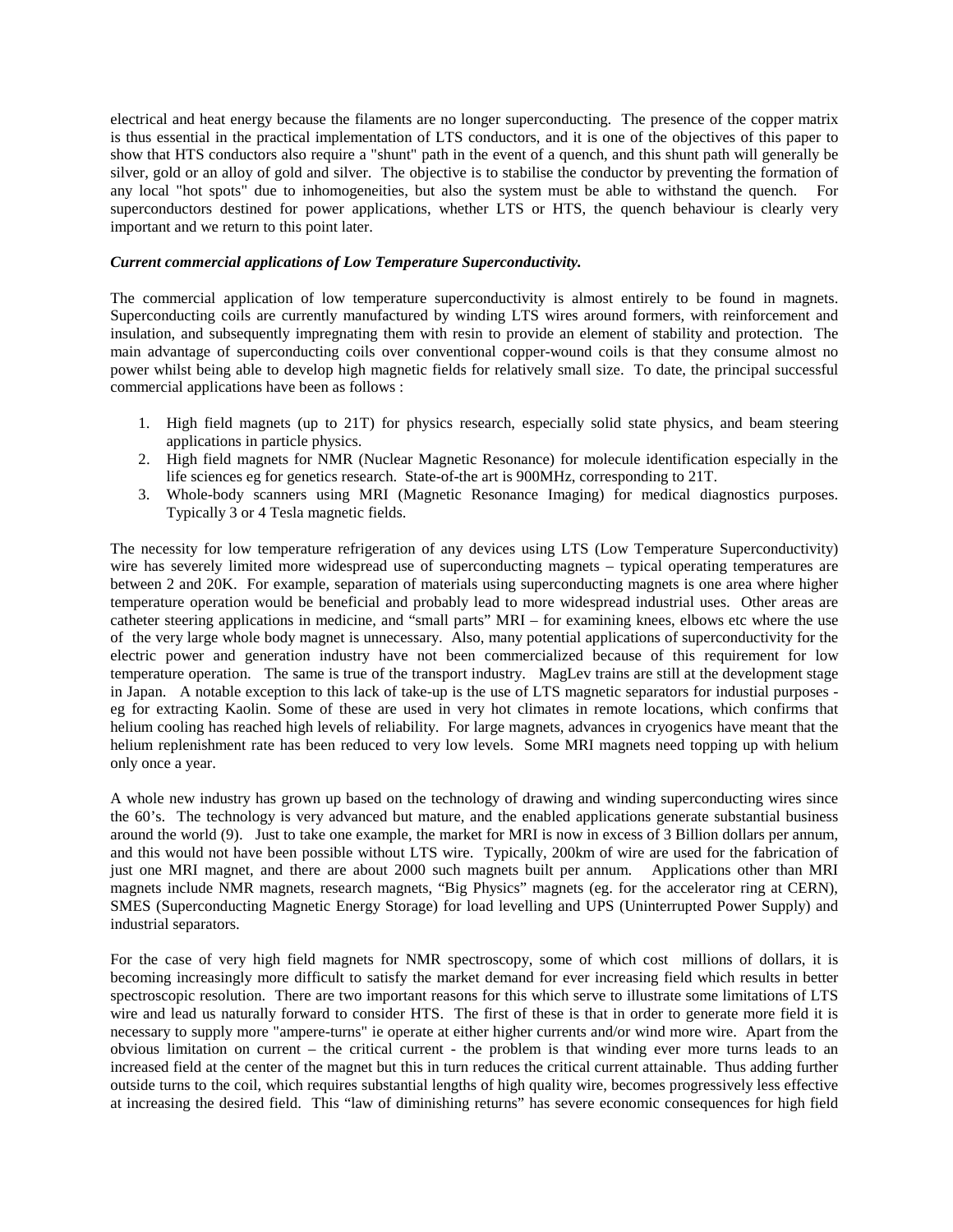electrical and heat energy because the filaments are no longer superconducting. The presence of the copper matrix is thus essential in the practical implementation of LTS conductors, and it is one of the objectives of this paper to show that HTS conductors also require a "shunt" path in the event of a quench, and this shunt path will generally be silver, gold or an alloy of gold and silver. The objective is to stabilise the conductor by preventing the formation of any local "hot spots" due to inhomogeneities, but also the system must be able to withstand the quench. For superconductors destined for power applications, whether LTS or HTS, the quench behaviour is clearly very important and we return to this point later.

***Current commercial applications of Low Temperature Superconductivity.***

The commercial application of low temperature superconductivity is almost entirely to be found in magnets. Superconducting coils are currently manufactured by winding LTS wires around formers, with reinforcement and insulation, and subsequently impregnating them with resin to provide an element of stability and protection. The main advantage of superconducting coils over conventional copper-wound coils is that they consume almost no power whilst being able to develop high magnetic fields for relatively small size. To date, the principal successful commercial applications have been as follows :

1. High field magnets (up to 21T) for physics research, especially solid state physics, and beam steering applications in particle physics.
2. High field magnets for NMR (Nuclear Magnetic Resonance) for molecule identification especially in the life sciences eg for genetics research. State-of-the art is 900MHz, corresponding to 21T.
3. Whole-body scanners using MRI (Magnetic Resonance Imaging) for medical diagnostics purposes. Typically 3 or 4 Tesla magnetic fields.

The necessity for low temperature refrigeration of any devices using LTS (Low Temperature Superconductivity) wire has severely limited more widespread use of superconducting magnets – typical operating temperatures are between 2 and 20K. For example, separation of materials using superconducting magnets is one area where higher temperature operation would be beneficial and probably lead to more widespread industrial uses. Other areas are catheter steering applications in medicine, and "small parts" MRI – for examining knees, elbows etc where the use of the very large whole body magnet is unnecessary. Also, many potential applications of superconductivity for the electric power and generation industry have not been commercialized because of this requirement for low temperature operation. The same is true of the transport industry. MagLev trains are still at the development stage in Japan. A notable exception to this lack of take-up is the use of LTS magnetic separators for industial purposes - eg for extracting Kaolin. Some of these are used in very hot climates in remote locations, which confirms that helium cooling has reached high levels of reliability. For large magnets, advances in cryogenics have meant that the helium replenishment rate has been reduced to very low levels. Some MRI magnets need topping up with helium only once a year.

A whole new industry has grown up based on the technology of drawing and winding superconducting wires since the 60's. The technology is very advanced but mature, and the enabled applications generate substantial business around the world (9). Just to take one example, the market for MRI is now in excess of 3 Billion dollars per annum, and this would not have been possible without LTS wire. Typically, 200km of wire are used for the fabrication of just one MRI magnet, and there are about 2000 such magnets built per annum. Applications other than MRI magnets include NMR magnets, research magnets, "Big Physics" magnets (eg. for the accelerator ring at CERN), SMES (Superconducting Magnetic Energy Storage) for load levelling and UPS (Uninterrupted Power Supply) and industrial separators.

For the case of very high field magnets for NMR spectroscopy, some of which cost millions of dollars, it is becoming increasingly more difficult to satisfy the market demand for ever increasing field which results in better spectroscopic resolution. There are two important reasons for this which serve to illustrate some limitations of LTS wire and lead us naturally forward to consider HTS. The first of these is that in order to generate more field it is necessary to supply more "ampere-turns" ie operate at either higher currents and/or wind more wire. Apart from the obvious limitation on current – the critical current - the problem is that winding ever more turns leads to an increased field at the center of the magnet but this in turn reduces the critical current attainable. Thus adding further outside turns to the coil, which requires substantial lengths of high quality wire, becomes progressively less effective at increasing the desired field. This "law of diminishing returns" has severe economic consequences for high field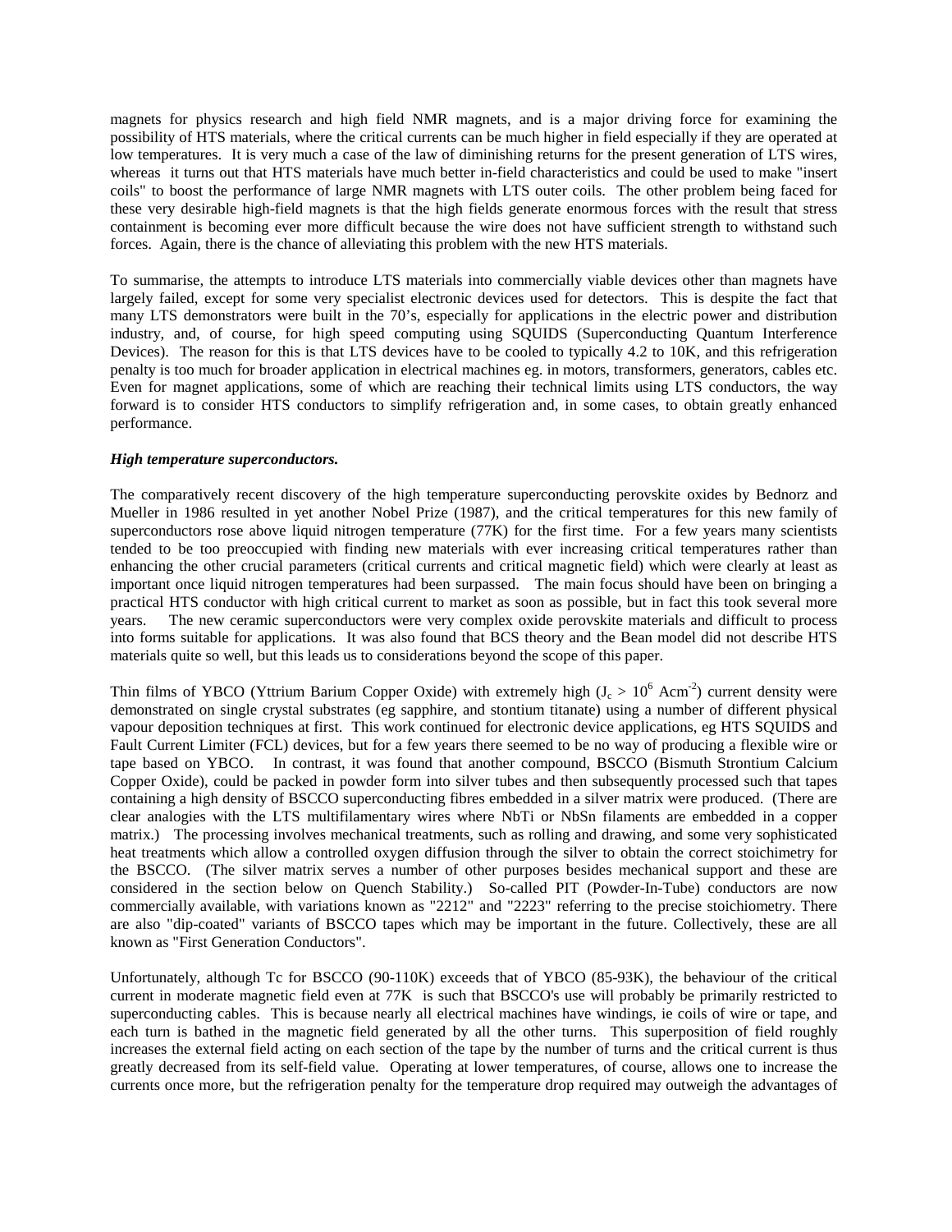magnets for physics research and high field NMR magnets, and is a major driving force for examining the possibility of HTS materials, where the critical currents can be much higher in field especially if they are operated at low temperatures. It is very much a case of the law of diminishing returns for the present generation of LTS wires, whereas it turns out that HTS materials have much better in-field characteristics and could be used to make "insert coils" to boost the performance of large NMR magnets with LTS outer coils. The other problem being faced for these very desirable high-field magnets is that the high fields generate enormous forces with the result that stress containment is becoming ever more difficult because the wire does not have sufficient strength to withstand such forces. Again, there is the chance of alleviating this problem with the new HTS materials.

To summarise, the attempts to introduce LTS materials into commercially viable devices other than magnets have largely failed, except for some very specialist electronic devices used for detectors. This is despite the fact that many LTS demonstrators were built in the 70's, especially for applications in the electric power and distribution industry, and, of course, for high speed computing using SQUIDS (Superconducting Quantum Interference Devices). The reason for this is that LTS devices have to be cooled to typically 4.2 to 10K, and this refrigeration penalty is too much for broader application in electrical machines eg. in motors, transformers, generators, cables etc. Even for magnet applications, some of which are reaching their technical limits using LTS conductors, the way forward is to consider HTS conductors to simplify refrigeration and, in some cases, to obtain greatly enhanced performance.

***High temperature superconductors.***

The comparatively recent discovery of the high temperature superconducting perovskite oxides by Bednorz and Mueller in 1986 resulted in yet another Nobel Prize (1987), and the critical temperatures for this new family of superconductors rose above liquid nitrogen temperature (77K) for the first time. For a few years many scientists tended to be too preoccupied with finding new materials with ever increasing critical temperatures rather than enhancing the other crucial parameters (critical currents and critical magnetic field) which were clearly at least as important once liquid nitrogen temperatures had been surpassed. The main focus should have been on bringing a practical HTS conductor with high critical current to market as soon as possible, but in fact this took several more years. The new ceramic superconductors were very complex oxide perovskite materials and difficult to process into forms suitable for applications. It was also found that BCS theory and the Bean model did not describe HTS materials quite so well, but this leads us to considerations beyond the scope of this paper.

Thin films of YBCO (Yttrium Barium Copper Oxide) with extremely high ($J_c > 10^6$ Acm$^{-2}$) current density were demonstrated on single crystal substrates (eg sapphire, and stontium titanate) using a number of different physical vapour deposition techniques at first. This work continued for electronic device applications, eg HTS SQUIDS and Fault Current Limiter (FCL) devices, but for a few years there seemed to be no way of producing a flexible wire or tape based on YBCO. In contrast, it was found that another compound, BSCCO (Bismuth Strontium Calcium Copper Oxide), could be packed in powder form into silver tubes and then subsequently processed such that tapes containing a high density of BSCCO superconducting fibres embedded in a silver matrix were produced. (There are clear analogies with the LTS multifilamentary wires where NbTi or NbSn filaments are embedded in a copper matrix.) The processing involves mechanical treatments, such as rolling and drawing, and some very sophisticated heat treatments which allow a controlled oxygen diffusion through the silver to obtain the correct stoichimetry for the BSCCO. (The silver matrix serves a number of other purposes besides mechanical support and these are considered in the section below on Quench Stability.) So-called PIT (Powder-In-Tube) conductors are now commercially available, with variations known as "2212" and "2223" referring to the precise stoichiometry. There are also "dip-coated" variants of BSCCO tapes which may be important in the future. Collectively, these are all known as "First Generation Conductors".

Unfortunately, although Tc for BSCCO (90-110K) exceeds that of YBCO (85-93K), the behaviour of the critical current in moderate magnetic field even at 77K is such that BSCCO's use will probably be primarily restricted to superconducting cables. This is because nearly all electrical machines have windings, ie coils of wire or tape, and each turn is bathed in the magnetic field generated by all the other turns. This superposition of field roughly increases the external field acting on each section of the tape by the number of turns and the critical current is thus greatly decreased from its self-field value. Operating at lower temperatures, of course, allows one to increase the currents once more, but the refrigeration penalty for the temperature drop required may outweigh the advantages of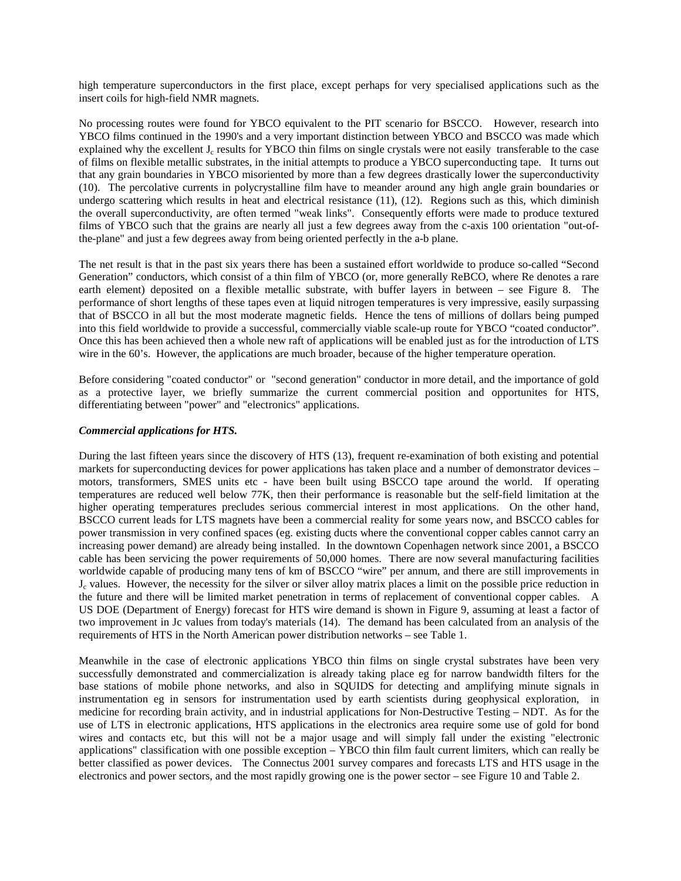high temperature superconductors in the first place, except perhaps for very specialised applications such as the insert coils for high-field NMR magnets.

No processing routes were found for YBCO equivalent to the PIT scenario for BSCCO. However, research into YBCO films continued in the 1990's and a very important distinction between YBCO and BSCCO was made which explained why the excellent $J_c$ results for YBCO thin films on single crystals were not easily transferable to the case of films on flexible metallic substrates, in the initial attempts to produce a YBCO superconducting tape. It turns out that any grain boundaries in YBCO misoriented by more than a few degrees drastically lower the superconductivity (10). The percolative currents in polycrystalline film have to meander around any high angle grain boundaries or undergo scattering which results in heat and electrical resistance (11), (12). Regions such as this, which diminish the overall superconductivity, are often termed "weak links". Consequently efforts were made to produce textured films of YBCO such that the grains are nearly all just a few degrees away from the c-axis 100 orientation "out-of-the-plane" and just a few degrees away from being oriented perfectly in the a-b plane.

The net result is that in the past six years there has been a sustained effort worldwide to produce so-called "Second Generation" conductors, which consist of a thin film of YBCO (or, more generally ReBCO, where Re denotes a rare earth element) deposited on a flexible metallic substrate, with buffer layers in between – see Figure 8. The performance of short lengths of these tapes even at liquid nitrogen temperatures is very impressive, easily surpassing that of BSCCO in all but the most moderate magnetic fields. Hence the tens of millions of dollars being pumped into this field worldwide to provide a successful, commercially viable scale-up route for YBCO "coated conductor". Once this has been achieved then a whole new raft of applications will be enabled just as for the introduction of LTS wire in the 60's. However, the applications are much broader, because of the higher temperature operation.

Before considering "coated conductor" or "second generation" conductor in more detail, and the importance of gold as a protective layer, we briefly summarize the current commercial position and opportunites for HTS, differentiating between "power" and "electronics" applications.

***Commercial applications for HTS.***

During the last fifteen years since the discovery of HTS (13), frequent re-examination of both existing and potential markets for superconducting devices for power applications has taken place and a number of demonstrator devices – motors, transformers, SMES units etc - have been built using BSCCO tape around the world. If operating temperatures are reduced well below 77K, then their performance is reasonable but the self-field limitation at the higher operating temperatures precludes serious commercial interest in most applications. On the other hand, BSCCO current leads for LTS magnets have been a commercial reality for some years now, and BSCCO cables for power transmission in very confined spaces (eg. existing ducts where the conventional copper cables cannot carry an increasing power demand) are already being installed. In the downtown Copenhagen network since 2001, a BSCCO cable has been servicing the power requirements of 50,000 homes. There are now several manufacturing facilities worldwide capable of producing many tens of km of BSCCO "wire" per annum, and there are still improvements in $J_c$ values. However, the necessity for the silver or silver alloy matrix places a limit on the possible price reduction in the future and there will be limited market penetration in terms of replacement of conventional copper cables. A US DOE (Department of Energy) forecast for HTS wire demand is shown in Figure 9, assuming at least a factor of two improvement in Jc values from today's materials (14). The demand has been calculated from an analysis of the requirements of HTS in the North American power distribution networks – see Table 1.

Meanwhile in the case of electronic applications YBCO thin films on single crystal substrates have been very successfully demonstrated and commercialization is already taking place eg for narrow bandwidth filters for the base stations of mobile phone networks, and also in SQUIDS for detecting and amplifying minute signals in instrumentation eg in sensors for instrumentation used by earth scientists during geophysical exploration, in medicine for recording brain activity, and in industrial applications for Non-Destructive Testing – NDT. As for the use of LTS in electronic applications, HTS applications in the electronics area require some use of gold for bond wires and contacts etc, but this will not be a major usage and will simply fall under the existing "electronic applications" classification with one possible exception – YBCO thin film fault current limiters, which can really be better classified as power devices. The Connectus 2001 survey compares and forecasts LTS and HTS usage in the electronics and power sectors, and the most rapidly growing one is the power sector – see Figure 10 and Table 2.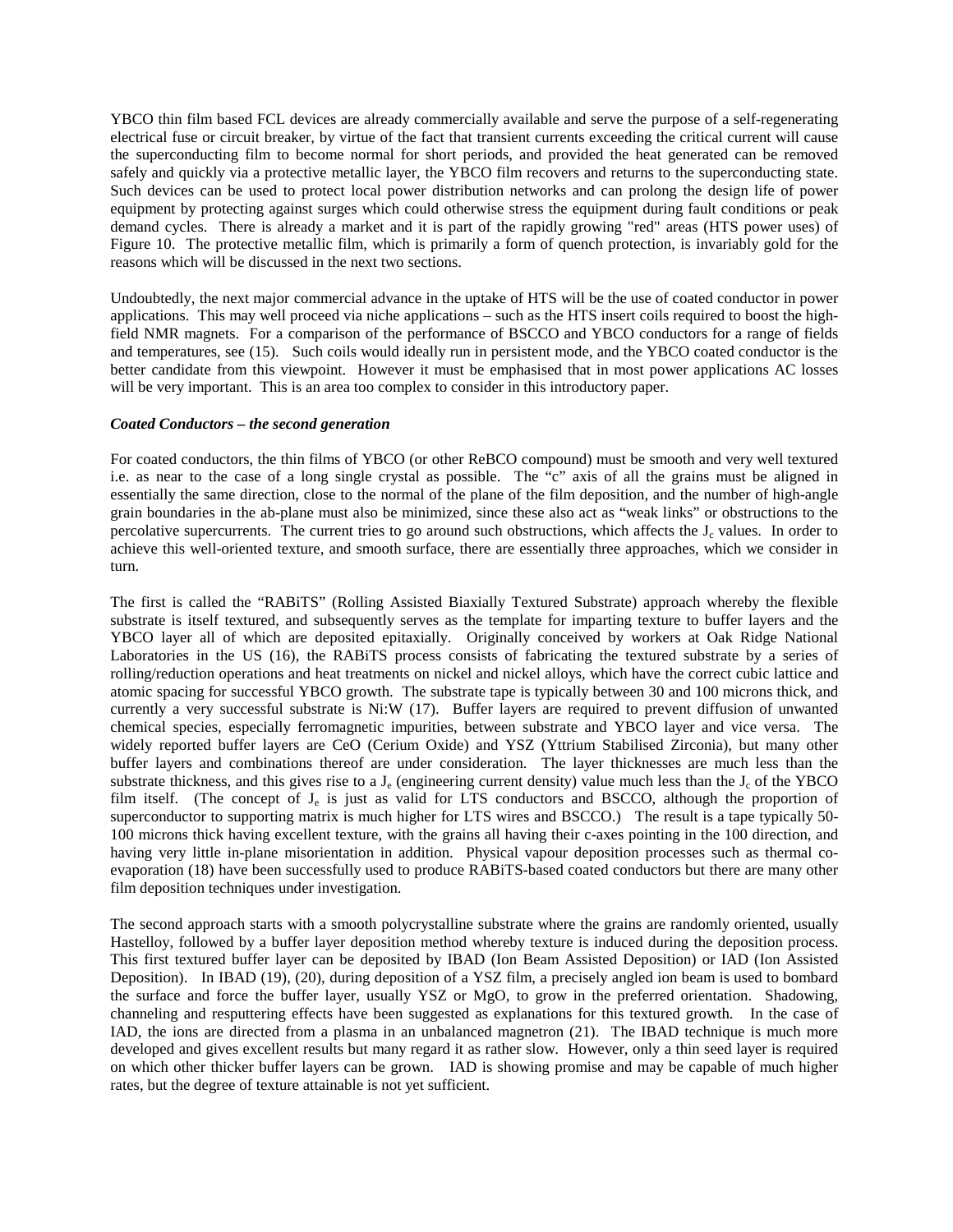YBCO thin film based FCL devices are already commercially available and serve the purpose of a self-regenerating electrical fuse or circuit breaker, by virtue of the fact that transient currents exceeding the critical current will cause the superconducting film to become normal for short periods, and provided the heat generated can be removed safely and quickly via a protective metallic layer, the YBCO film recovers and returns to the superconducting state. Such devices can be used to protect local power distribution networks and can prolong the design life of power equipment by protecting against surges which could otherwise stress the equipment during fault conditions or peak demand cycles. There is already a market and it is part of the rapidly growing "red" areas (HTS power uses) of Figure 10. The protective metallic film, which is primarily a form of quench protection, is invariably gold for the reasons which will be discussed in the next two sections.

Undoubtedly, the next major commercial advance in the uptake of HTS will be the use of coated conductor in power applications. This may well proceed via niche applications – such as the HTS insert coils required to boost the high-field NMR magnets. For a comparison of the performance of BSCCO and YBCO conductors for a range of fields and temperatures, see (15). Such coils would ideally run in persistent mode, and the YBCO coated conductor is the better candidate from this viewpoint. However it must be emphasised that in most power applications AC losses will be very important. This is an area too complex to consider in this introductory paper.

***Coated Conductors – the second generation***

For coated conductors, the thin films of YBCO (or other ReBCO compound) must be smooth and very well textured i.e. as near to the case of a long single crystal as possible. The "c" axis of all the grains must be aligned in essentially the same direction, close to the normal of the plane of the film deposition, and the number of high-angle grain boundaries in the ab-plane must also be minimized, since these also act as "weak links" or obstructions to the percolative supercurrents. The current tries to go around such obstructions, which affects the $J_c$ values. In order to achieve this well-oriented texture, and smooth surface, there are essentially three approaches, which we consider in turn.

The first is called the "RABiTS" (Rolling Assisted Biaxially Textured Substrate) approach whereby the flexible substrate is itself textured, and subsequently serves as the template for imparting texture to buffer layers and the YBCO layer all of which are deposited epitaxially. Originally conceived by workers at Oak Ridge National Laboratories in the US (16), the RABiTS process consists of fabricating the textured substrate by a series of rolling/reduction operations and heat treatments on nickel and nickel alloys, which have the correct cubic lattice and atomic spacing for successful YBCO growth. The substrate tape is typically between 30 and 100 microns thick, and currently a very successful substrate is Ni:W (17). Buffer layers are required to prevent diffusion of unwanted chemical species, especially ferromagnetic impurities, between substrate and YBCO layer and vice versa. The widely reported buffer layers are CeO (Cerium Oxide) and YSZ (Yttrium Stabilised Zirconia), but many other buffer layers and combinations thereof are under consideration. The layer thicknesses are much less than the substrate thickness, and this gives rise to a $J_e$ (engineering current density) value much less than the $J_c$ of the YBCO film itself. (The concept of $J_e$ is just as valid for LTS conductors and BSCCO, although the proportion of superconductor to supporting matrix is much higher for LTS wires and BSCCO.) The result is a tape typically 50-100 microns thick having excellent texture, with the grains all having their c-axes pointing in the 100 direction, and having very little in-plane misorientation in addition. Physical vapour deposition processes such as thermal co-evaporation (18) have been successfully used to produce RABiTS-based coated conductors but there are many other film deposition techniques under investigation.

The second approach starts with a smooth polycrystalline substrate where the grains are randomly oriented, usually Hastelloy, followed by a buffer layer deposition method whereby texture is induced during the deposition process. This first textured buffer layer can be deposited by IBAD (Ion Beam Assisted Deposition) or IAD (Ion Assisted Deposition). In IBAD (19), (20), during deposition of a YSZ film, a precisely angled ion beam is used to bombard the surface and force the buffer layer, usually YSZ or MgO, to grow in the preferred orientation. Shadowing, channeling and resputtering effects have been suggested as explanations for this textured growth. In the case of IAD, the ions are directed from a plasma in an unbalanced magnetron (21). The IBAD technique is much more developed and gives excellent results but many regard it as rather slow. However, only a thin seed layer is required on which other thicker buffer layers can be grown. IAD is showing promise and may be capable of much higher rates, but the degree of texture attainable is not yet sufficient.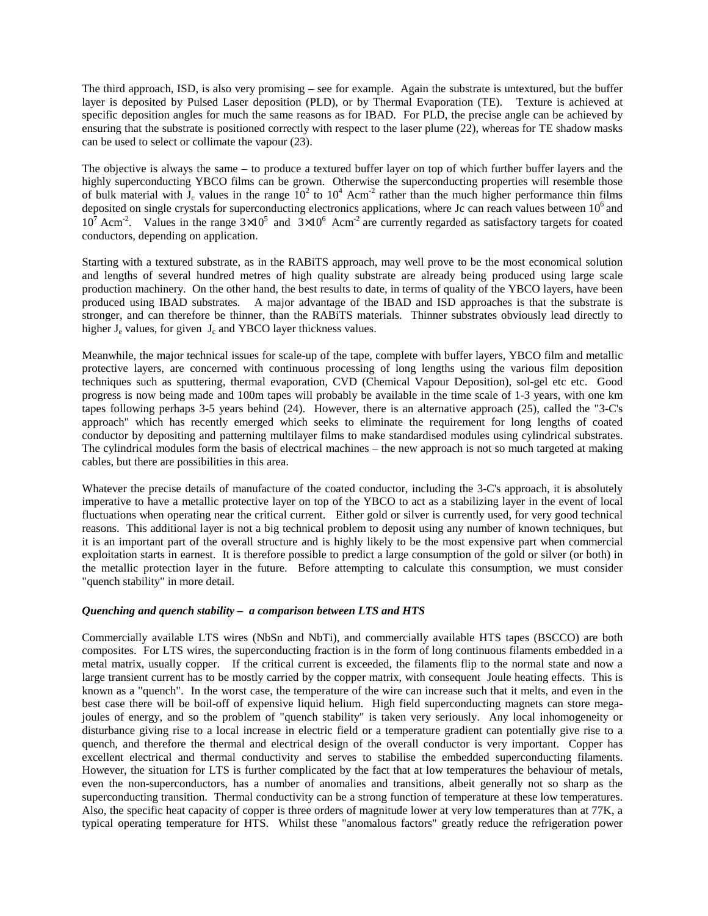The third approach, ISD, is also very promising – see for example. Again the substrate is untextured, but the buffer layer is deposited by Pulsed Laser deposition (PLD), or by Thermal Evaporation (TE). Texture is achieved at specific deposition angles for much the same reasons as for IBAD. For PLD, the precise angle can be achieved by ensuring that the substrate is positioned correctly with respect to the laser plume (22), whereas for TE shadow masks can be used to select or collimate the vapour (23).

The objective is always the same – to produce a textured buffer layer on top of which further buffer layers and the highly superconducting YBCO films can be grown. Otherwise the superconducting properties will resemble those of bulk material with $J_c$ values in the range $10^2$ to $10^4$ Acm$^{-2}$ rather than the much higher performance thin films deposited on single crystals for superconducting electronics applications, where Jc can reach values between $10^6$ and $10^7$ Acm$^{-2}$. Values in the range $3\times10^5$ and $3\times10^6$ Acm$^{-2}$ are currently regarded as satisfactory targets for coated conductors, depending on application.

Starting with a textured substrate, as in the RABiTS approach, may well prove to be the most economical solution and lengths of several hundred metres of high quality substrate are already being produced using large scale production machinery. On the other hand, the best results to date, in terms of quality of the YBCO layers, have been produced using IBAD substrates. A major advantage of the IBAD and ISD approaches is that the substrate is stronger, and can therefore be thinner, than the RABiTS materials. Thinner substrates obviously lead directly to higher $J_e$ values, for given $J_c$ and YBCO layer thickness values.

Meanwhile, the major technical issues for scale-up of the tape, complete with buffer layers, YBCO film and metallic protective layers, are concerned with continuous processing of long lengths using the various film deposition techniques such as sputtering, thermal evaporation, CVD (Chemical Vapour Deposition), sol-gel etc etc. Good progress is now being made and 100m tapes will probably be available in the time scale of 1-3 years, with one km tapes following perhaps 3-5 years behind (24). However, there is an alternative approach (25), called the "3-C's approach" which has recently emerged which seeks to eliminate the requirement for long lengths of coated conductor by depositing and patterning multilayer films to make standardised modules using cylindrical substrates. The cylindrical modules form the basis of electrical machines – the new approach is not so much targeted at making cables, but there are possibilities in this area.

Whatever the precise details of manufacture of the coated conductor, including the 3-C's approach, it is absolutely imperative to have a metallic protective layer on top of the YBCO to act as a stabilizing layer in the event of local fluctuations when operating near the critical current. Either gold or silver is currently used, for very good technical reasons. This additional layer is not a big technical problem to deposit using any number of known techniques, but it is an important part of the overall structure and is highly likely to be the most expensive part when commercial exploitation starts in earnest. It is therefore possible to predict a large consumption of the gold or silver (or both) in the metallic protection layer in the future. Before attempting to calculate this consumption, we must consider "quench stability" in more detail.

***Quenching and quench stability – a comparison between LTS and HTS***

Commercially available LTS wires (NbSn and NbTi), and commercially available HTS tapes (BSCCO) are both composites. For LTS wires, the superconducting fraction is in the form of long continuous filaments embedded in a metal matrix, usually copper. If the critical current is exceeded, the filaments flip to the normal state and now a large transient current has to be mostly carried by the copper matrix, with consequent Joule heating effects. This is known as a "quench". In the worst case, the temperature of the wire can increase such that it melts, and even in the best case there will be boil-off of expensive liquid helium. High field superconducting magnets can store mega-joules of energy, and so the problem of "quench stability" is taken very seriously. Any local inhomogeneity or disturbance giving rise to a local increase in electric field or a temperature gradient can potentially give rise to a quench, and therefore the thermal and electrical design of the overall conductor is very important. Copper has excellent electrical and thermal conductivity and serves to stabilise the embedded superconducting filaments. However, the situation for LTS is further complicated by the fact that at low temperatures the behaviour of metals, even the non-superconductors, has a number of anomalies and transitions, albeit generally not so sharp as the superconducting transition. Thermal conductivity can be a strong function of temperature at these low temperatures. Also, the specific heat capacity of copper is three orders of magnitude lower at very low temperatures than at 77K, a typical operating temperature for HTS. Whilst these "anomalous factors" greatly reduce the refrigeration power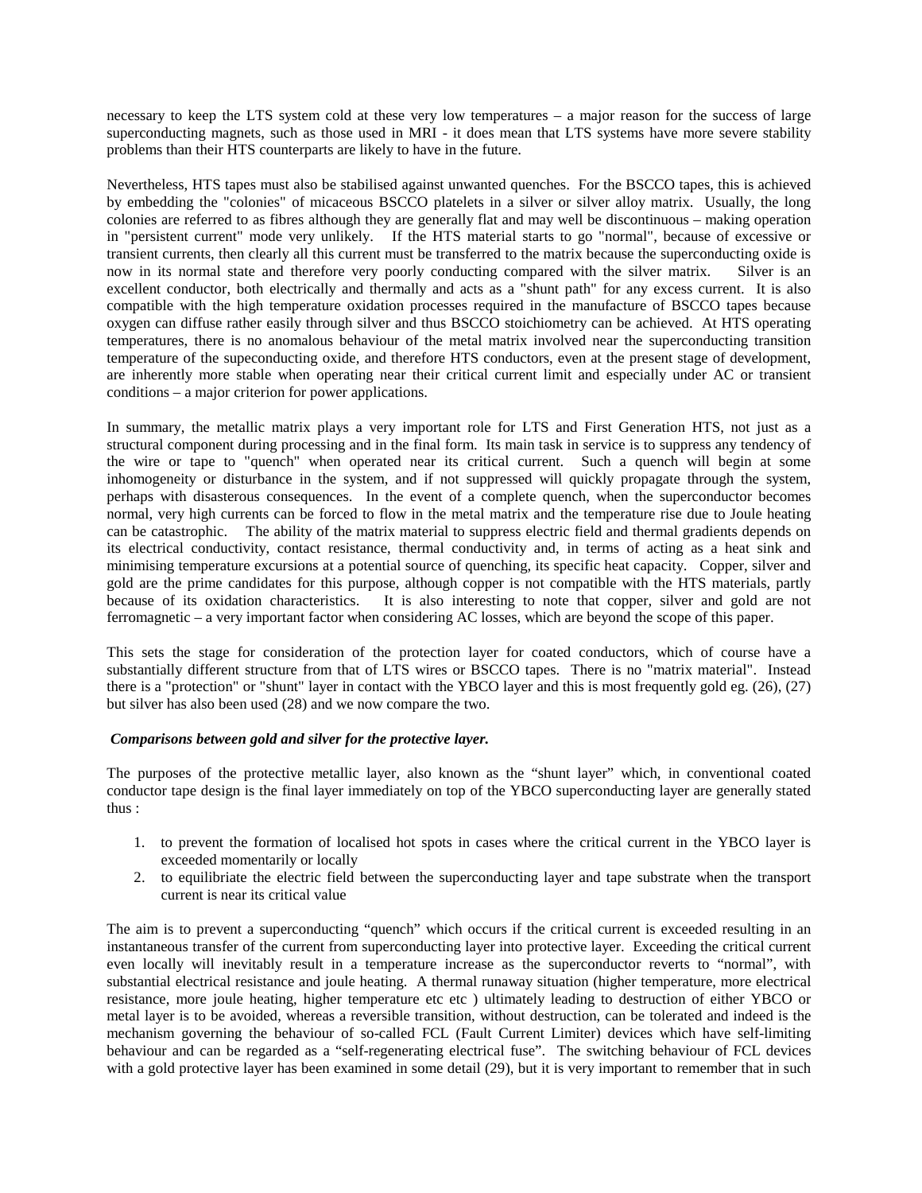necessary to keep the LTS system cold at these very low temperatures – a major reason for the success of large superconducting magnets, such as those used in MRI - it does mean that LTS systems have more severe stability problems than their HTS counterparts are likely to have in the future.

Nevertheless, HTS tapes must also be stabilised against unwanted quenches. For the BSCCO tapes, this is achieved by embedding the "colonies" of micaceous BSCCO platelets in a silver or silver alloy matrix. Usually, the long colonies are referred to as fibres although they are generally flat and may well be discontinuous – making operation in "persistent current" mode very unlikely. If the HTS material starts to go "normal", because of excessive or transient currents, then clearly all this current must be transferred to the matrix because the superconducting oxide is now in its normal state and therefore very poorly conducting compared with the silver matrix. Silver is an excellent conductor, both electrically and thermally and acts as a "shunt path" for any excess current. It is also compatible with the high temperature oxidation processes required in the manufacture of BSCCO tapes because oxygen can diffuse rather easily through silver and thus BSCCO stoichiometry can be achieved. At HTS operating temperatures, there is no anomalous behaviour of the metal matrix involved near the superconducting transition temperature of the supeconducting oxide, and therefore HTS conductors, even at the present stage of development, are inherently more stable when operating near their critical current limit and especially under AC or transient conditions – a major criterion for power applications.

In summary, the metallic matrix plays a very important role for LTS and First Generation HTS, not just as a structural component during processing and in the final form. Its main task in service is to suppress any tendency of the wire or tape to "quench" when operated near its critical current. Such a quench will begin at some inhomogeneity or disturbance in the system, and if not suppressed will quickly propagate through the system, perhaps with disasterous consequences. In the event of a complete quench, when the superconductor becomes normal, very high currents can be forced to flow in the metal matrix and the temperature rise due to Joule heating can be catastrophic. The ability of the matrix material to suppress electric field and thermal gradients depends on its electrical conductivity, contact resistance, thermal conductivity and, in terms of acting as a heat sink and minimising temperature excursions at a potential source of quenching, its specific heat capacity. Copper, silver and gold are the prime candidates for this purpose, although copper is not compatible with the HTS materials, partly because of its oxidation characteristics. It is also interesting to note that copper, silver and gold are not ferromagnetic – a very important factor when considering AC losses, which are beyond the scope of this paper.

This sets the stage for consideration of the protection layer for coated conductors, which of course have a substantially different structure from that of LTS wires or BSCCO tapes. There is no "matrix material". Instead there is a "protection" or "shunt" layer in contact with the YBCO layer and this is most frequently gold eg. (26), (27) but silver has also been used (28) and we now compare the two.

***Comparisons between gold and silver for the protective layer.***

The purposes of the protective metallic layer, also known as the "shunt layer" which, in conventional coated conductor tape design is the final layer immediately on top of the YBCO superconducting layer are generally stated thus :

1. to prevent the formation of localised hot spots in cases where the critical current in the YBCO layer is exceeded momentarily or locally
2. to equilibriate the electric field between the superconducting layer and tape substrate when the transport current is near its critical value

The aim is to prevent a superconducting "quench" which occurs if the critical current is exceeded resulting in an instantaneous transfer of the current from superconducting layer into protective layer. Exceeding the critical current even locally will inevitably result in a temperature increase as the superconductor reverts to "normal", with substantial electrical resistance and joule heating. A thermal runaway situation (higher temperature, more electrical resistance, more joule heating, higher temperature etc etc ) ultimately leading to destruction of either YBCO or metal layer is to be avoided, whereas a reversible transition, without destruction, can be tolerated and indeed is the mechanism governing the behaviour of so-called FCL (Fault Current Limiter) devices which have self-limiting behaviour and can be regarded as a "self-regenerating electrical fuse". The switching behaviour of FCL devices with a gold protective layer has been examined in some detail (29), but it is very important to remember that in such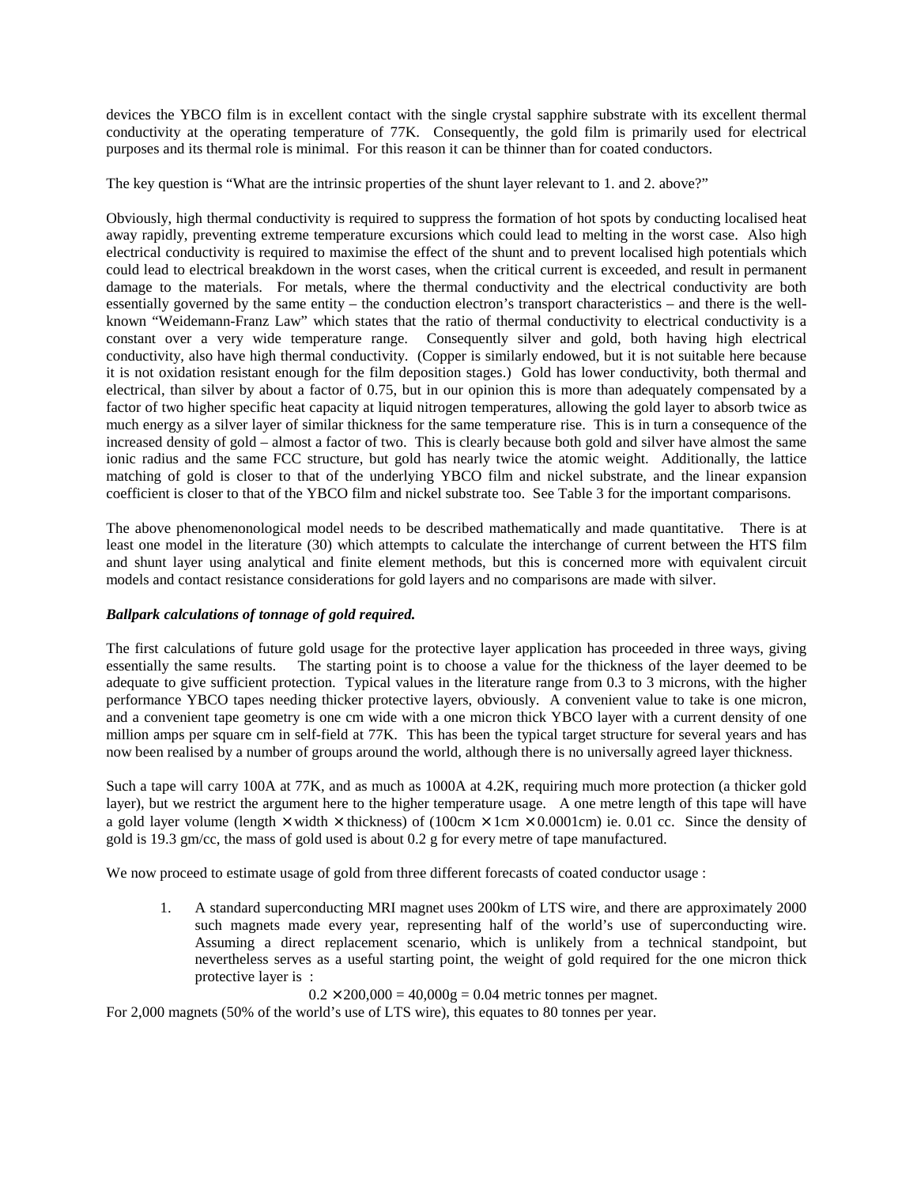devices the YBCO film is in excellent contact with the single crystal sapphire substrate with its excellent thermal conductivity at the operating temperature of 77K. Consequently, the gold film is primarily used for electrical purposes and its thermal role is minimal. For this reason it can be thinner than for coated conductors.

The key question is "What are the intrinsic properties of the shunt layer relevant to 1. and 2. above?"

Obviously, high thermal conductivity is required to suppress the formation of hot spots by conducting localised heat away rapidly, preventing extreme temperature excursions which could lead to melting in the worst case. Also high electrical conductivity is required to maximise the effect of the shunt and to prevent localised high potentials which could lead to electrical breakdown in the worst cases, when the critical current is exceeded, and result in permanent damage to the materials. For metals, where the thermal conductivity and the electrical conductivity are both essentially governed by the same entity – the conduction electron's transport characteristics – and there is the well-known "Weidemann-Franz Law" which states that the ratio of thermal conductivity to electrical conductivity is a constant over a very wide temperature range. Consequently silver and gold, both having high electrical conductivity, also have high thermal conductivity. (Copper is similarly endowed, but it is not suitable here because it is not oxidation resistant enough for the film deposition stages.) Gold has lower conductivity, both thermal and electrical, than silver by about a factor of 0.75, but in our opinion this is more than adequately compensated by a factor of two higher specific heat capacity at liquid nitrogen temperatures, allowing the gold layer to absorb twice as much energy as a silver layer of similar thickness for the same temperature rise. This is in turn a consequence of the increased density of gold – almost a factor of two. This is clearly because both gold and silver have almost the same ionic radius and the same FCC structure, but gold has nearly twice the atomic weight. Additionally, the lattice matching of gold is closer to that of the underlying YBCO film and nickel substrate, and the linear expansion coefficient is closer to that of the YBCO film and nickel substrate too. See Table 3 for the important comparisons.

The above phenomenonological model needs to be described mathematically and made quantitative. There is at least one model in the literature (30) which attempts to calculate the interchange of current between the HTS film and shunt layer using analytical and finite element methods, but this is concerned more with equivalent circuit models and contact resistance considerations for gold layers and no comparisons are made with silver.

***Ballpark calculations of tonnage of gold required.***

The first calculations of future gold usage for the protective layer application has proceeded in three ways, giving essentially the same results. The starting point is to choose a value for the thickness of the layer deemed to be adequate to give sufficient protection. Typical values in the literature range from 0.3 to 3 microns, with the higher performance YBCO tapes needing thicker protective layers, obviously. A convenient value to take is one micron, and a convenient tape geometry is one cm wide with a one micron thick YBCO layer with a current density of one million amps per square cm in self-field at 77K. This has been the typical target structure for several years and has now been realised by a number of groups around the world, although there is no universally agreed layer thickness.

Such a tape will carry 100A at 77K, and as much as 1000A at 4.2K, requiring much more protection (a thicker gold layer), but we restrict the argument here to the higher temperature usage. A one metre length of this tape will have a gold layer volume (length $\times$ width $\times$ thickness) of (100cm $\times$ 1cm $\times$ 0.0001cm) ie. 0.01 cc. Since the density of gold is 19.3 gm/cc, the mass of gold used is about 0.2 g for every metre of tape manufactured.

We now proceed to estimate usage of gold from three different forecasts of coated conductor usage :

1. A standard superconducting MRI magnet uses 200km of LTS wire, and there are approximately 2000 such magnets made every year, representing half of the world's use of superconducting wire. Assuming a direct replacement scenario, which is unlikely from a technical standpoint, but nevertheless serves as a useful starting point, the weight of gold required for the one micron thick protective layer is :

$$0.2 \times 200{,}000 = 40{,}000\text{g} = 0.04 \text{ metric tonnes per magnet.}$$

For 2,000 magnets (50% of the world's use of LTS wire), this equates to 80 tonnes per year.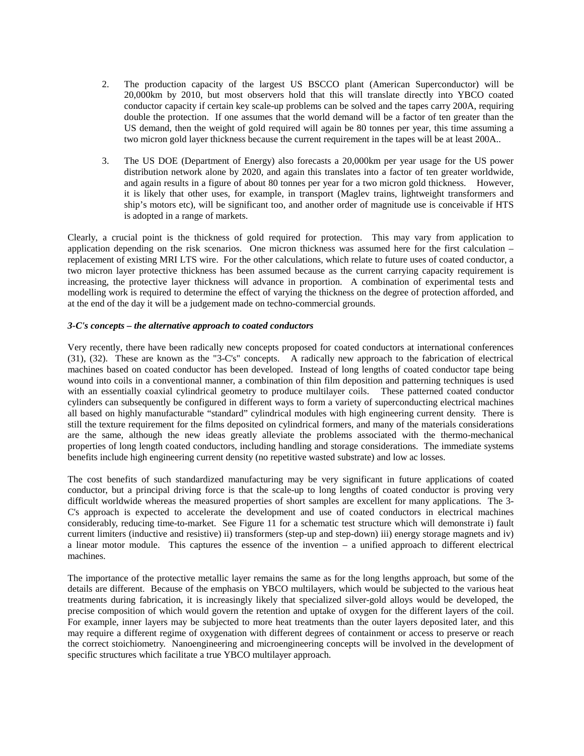2. The production capacity of the largest US BSCCO plant (American Superconductor) will be 20,000km by 2010, but most observers hold that this will translate directly into YBCO coated conductor capacity if certain key scale-up problems can be solved and the tapes carry 200A, requiring double the protection. If one assumes that the world demand will be a factor of ten greater than the US demand, then the weight of gold required will again be 80 tonnes per year, this time assuming a two micron gold layer thickness because the current requirement in the tapes will be at least 200A..

3. The US DOE (Department of Energy) also forecasts a 20,000km per year usage for the US power distribution network alone by 2020, and again this translates into a factor of ten greater worldwide, and again results in a figure of about 80 tonnes per year for a two micron gold thickness. However, it is likely that other uses, for example, in transport (Maglev trains, lightweight transformers and ship's motors etc), will be significant too, and another order of magnitude use is conceivable if HTS is adopted in a range of markets.

Clearly, a crucial point is the thickness of gold required for protection. This may vary from application to application depending on the risk scenarios. One micron thickness was assumed here for the first calculation – replacement of existing MRI LTS wire. For the other calculations, which relate to future uses of coated conductor, a two micron layer protective thickness has been assumed because as the current carrying capacity requirement is increasing, the protective layer thickness will advance in proportion. A combination of experimental tests and modelling work is required to determine the effect of varying the thickness on the degree of protection afforded, and at the end of the day it will be a judgement made on techno-commercial grounds.

***3-C's concepts – the alternative approach to coated conductors***

Very recently, there have been radically new concepts proposed for coated conductors at international conferences (31), (32). These are known as the "3-C's" concepts. A radically new approach to the fabrication of electrical machines based on coated conductor has been developed. Instead of long lengths of coated conductor tape being wound into coils in a conventional manner, a combination of thin film deposition and patterning techniques is used with an essentially coaxial cylindrical geometry to produce multilayer coils. These patterned coated conductor cylinders can subsequently be configured in different ways to form a variety of superconducting electrical machines all based on highly manufacturable "standard" cylindrical modules with high engineering current density. There is still the texture requirement for the films deposited on cylindrical formers, and many of the materials considerations are the same, although the new ideas greatly alleviate the problems associated with the thermo-mechanical properties of long length coated conductors, including handling and storage considerations. The immediate systems benefits include high engineering current density (no repetitive wasted substrate) and low ac losses.

The cost benefits of such standardized manufacturing may be very significant in future applications of coated conductor, but a principal driving force is that the scale-up to long lengths of coated conductor is proving very difficult worldwide whereas the measured properties of short samples are excellent for many applications. The 3-C's approach is expected to accelerate the development and use of coated conductors in electrical machines considerably, reducing time-to-market. See Figure 11 for a schematic test structure which will demonstrate i) fault current limiters (inductive and resistive) ii) transformers (step-up and step-down) iii) energy storage magnets and iv) a linear motor module. This captures the essence of the invention – a unified approach to different electrical machines.

The importance of the protective metallic layer remains the same as for the long lengths approach, but some of the details are different. Because of the emphasis on YBCO multilayers, which would be subjected to the various heat treatments during fabrication, it is increasingly likely that specialized silver-gold alloys would be developed, the precise composition of which would govern the retention and uptake of oxygen for the different layers of the coil. For example, inner layers may be subjected to more heat treatments than the outer layers deposited later, and this may require a different regime of oxygenation with different degrees of containment or access to preserve or reach the correct stoichiometry. Nanoengineering and microengineering concepts will be involved in the development of specific structures which facilitate a true YBCO multilayer approach.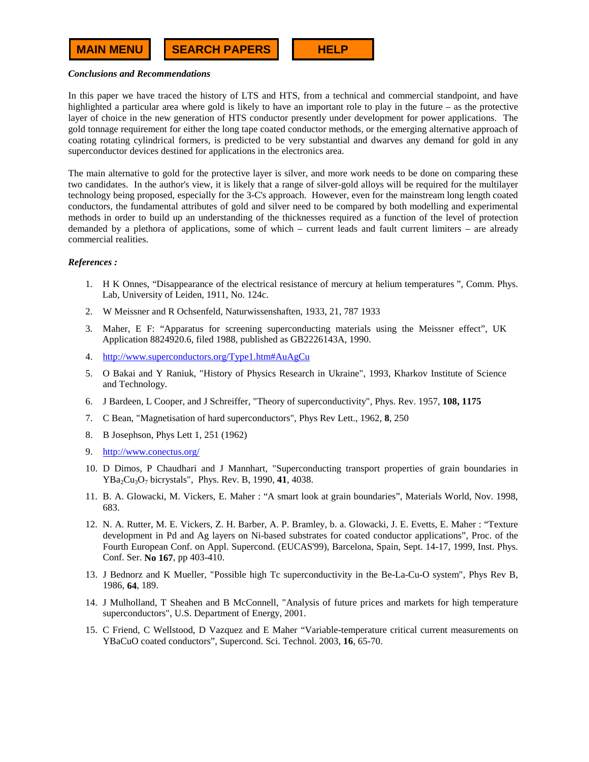***Conclusions and Recommendations***

In this paper we have traced the history of LTS and HTS, from a technical and commercial standpoint, and have highlighted a particular area where gold is likely to have an important role to play in the future – as the protective layer of choice in the new generation of HTS conductor presently under development for power applications. The gold tonnage requirement for either the long tape coated conductor methods, or the emerging alternative approach of coating rotating cylindrical formers, is predicted to be very substantial and dwarves any demand for gold in any superconductor devices destined for applications in the electronics area.

The main alternative to gold for the protective layer is silver, and more work needs to be done on comparing these two candidates. In the author's view, it is likely that a range of silver-gold alloys will be required for the multilayer technology being proposed, especially for the 3-C's approach. However, even for the mainstream long length coated conductors, the fundamental attributes of gold and silver need to be compared by both modelling and experimental methods in order to build up an understanding of the thicknesses required as a function of the level of protection demanded by a plethora of applications, some of which – current leads and fault current limiters – are already commercial realities.

***References :***

1. H K Onnes, "Disappearance of the electrical resistance of mercury at helium temperatures ", Comm. Phys. Lab, University of Leiden, 1911, No. 124c.
2. W Meissner and R Ochsenfeld, Naturwissenshaften, 1933, 21, 787 1933
3. Maher, E F: "Apparatus for screening superconducting materials using the Meissner effect", UK Application 8824920.6, filed 1988, published as GB2226143A, 1990.
4. http://www.superconductors.org/Type1.htm#AuAgCu
5. O Bakai and Y Raniuk, "History of Physics Research in Ukraine", 1993, Kharkov Institute of Science and Technology.
6. J Bardeen, L Cooper, and J Schreiffer, "Theory of superconductivity", Phys. Rev. 1957, **108, 1175**
7. C Bean, "Magnetisation of hard superconductors", Phys Rev Lett., 1962, **8**, 250
8. B Josephson, Phys Lett 1, 251 (1962)
9. http://www.conectus.org/
10. D Dimos, P Chaudhari and J Mannhart, "Superconducting transport properties of grain boundaries in $YBa_2Cu_3O_7$ bicrystals", Phys. Rev. B, 1990, **41**, 4038.
11. B. A. Glowacki, M. Vickers, E. Maher : "A smart look at grain boundaries", Materials World, Nov. 1998, 683.
12. N. A. Rutter, M. E. Vickers, Z. H. Barber, A. P. Bramley, b. a. Glowacki, J. E. Evetts, E. Maher : "Texture development in Pd and Ag layers on Ni-based substrates for coated conductor applications", Proc. of the Fourth European Conf. on Appl. Supercond. (EUCAS'99), Barcelona, Spain, Sept. 14-17, 1999, Inst. Phys. Conf. Ser. **No 167**, pp 403-410.
13. J Bednorz and K Mueller, "Possible high Tc superconductivity in the Be-La-Cu-O system", Phys Rev B, 1986, **64**, 189.
14. J Mulholland, T Sheahen and B McConnell, "Analysis of future prices and markets for high temperature superconductors", U.S. Department of Energy, 2001.
15. C Friend, C Wellstood, D Vazquez and E Maher "Variable-temperature critical current measurements on YBaCuO coated conductors", Supercond. Sci. Technol. 2003, **16**, 65-70.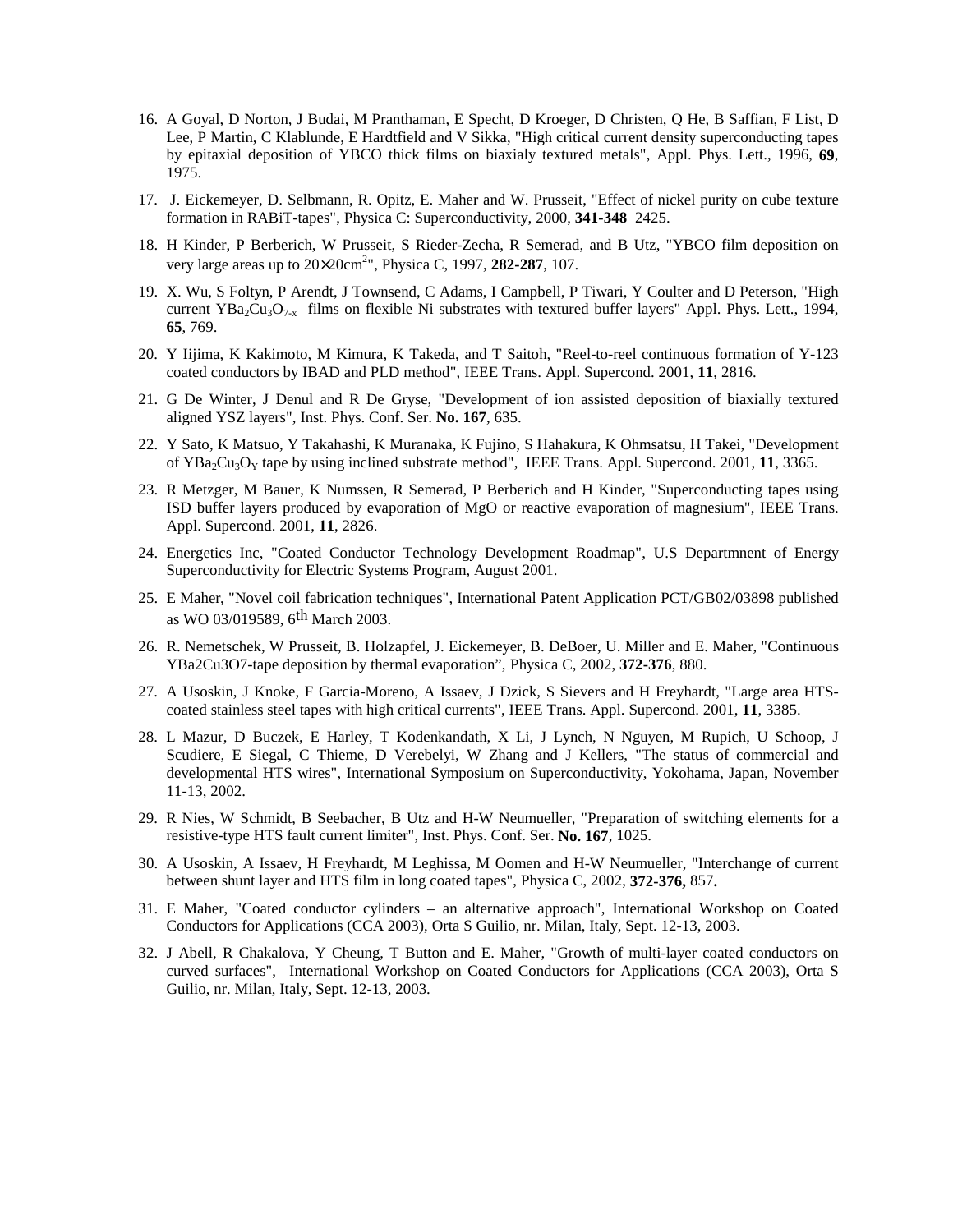16. A Goyal, D Norton, J Budai, M Pranthaman, E Specht, D Kroeger, D Christen, Q He, B Saffian, F List, D Lee, P Martin, C Klablunde, E Hardtfield and V Sikka, "High critical current density superconducting tapes by epitaxial deposition of YBCO thick films on biaxialy textured metals", Appl. Phys. Lett., 1996, **69**, 1975.

17. J. Eickemeyer, D. Selbmann, R. Opitz, E. Maher and W. Prusseit, "Effect of nickel purity on cube texture formation in RABiT-tapes", Physica C: Superconductivity, 2000, **341-348** 2425.

18. H Kinder, P Berberich, W Prusseit, S Rieder-Zecha, R Semerad, and B Utz, "YBCO film deposition on very large areas up to $20\times20cm^2$", Physica C, 1997, **282-287**, 107.

19. X. Wu, S Foltyn, P Arendt, J Townsend, C Adams, I Campbell, P Tiwari, Y Coulter and D Peterson, "High current $YBa_2Cu_3O_{7-x}$ films on flexible Ni substrates with textured buffer layers" Appl. Phys. Lett., 1994, **65**, 769.

20. Y Iijima, K Kakimoto, M Kimura, K Takeda, and T Saitoh, "Reel-to-reel continuous formation of Y-123 coated conductors by IBAD and PLD method", IEEE Trans. Appl. Supercond. 2001, **11**, 2816.

21. G De Winter, J Denul and R De Gryse, "Development of ion assisted deposition of biaxially textured aligned YSZ layers", Inst. Phys. Conf. Ser. **No. 167**, 635.

22. Y Sato, K Matsuo, Y Takahashi, K Muranaka, K Fujino, S Hahakura, K Ohmsatsu, H Takei, "Development of $YBa_2Cu_3O_Y$ tape by using inclined substrate method", IEEE Trans. Appl. Supercond. 2001, **11**, 3365.

23. R Metzger, M Bauer, K Numssen, R Semerad, P Berberich and H Kinder, "Superconducting tapes using ISD buffer layers produced by evaporation of MgO or reactive evaporation of magnesium", IEEE Trans. Appl. Supercond. 2001, **11**, 2826.

24. Energetics Inc, "Coated Conductor Technology Development Roadmap", U.S Departmnent of Energy Superconductivity for Electric Systems Program, August 2001.

25. E Maher, "Novel coil fabrication techniques", International Patent Application PCT/GB02/03898 published as WO 03/019589, 6th March 2003.

26. R. Nemetschek, W Prusseit, B. Holzapfel, J. Eickemeyer, B. DeBoer, U. Miller and E. Maher, "Continuous YBa2Cu3O7-tape deposition by thermal evaporation", Physica C, 2002, **372-376**, 880.

27. A Usoskin, J Knoke, F Garcia-Moreno, A Issaev, J Dzick, S Sievers and H Freyhardt, "Large area HTS-coated stainless steel tapes with high critical currents", IEEE Trans. Appl. Supercond. 2001, **11**, 3385.

28. L Mazur, D Buczek, E Harley, T Kodenkandath, X Li, J Lynch, N Nguyen, M Rupich, U Schoop, J Scudiere, E Siegal, C Thieme, D Verebelyi, W Zhang and J Kellers, "The status of commercial and developmental HTS wires", International Symposium on Superconductivity, Yokohama, Japan, November 11-13, 2002.

29. R Nies, W Schmidt, B Seebacher, B Utz and H-W Neumueller, "Preparation of switching elements for a resistive-type HTS fault current limiter", Inst. Phys. Conf. Ser. **No. 167**, 1025.

30. A Usoskin, A Issaev, H Freyhardt, M Leghissa, M Oomen and H-W Neumueller, "Interchange of current between shunt layer and HTS film in long coated tapes", Physica C, 2002, **372-376,** 857**.**

31. E Maher, "Coated conductor cylinders – an alternative approach", International Workshop on Coated Conductors for Applications (CCA 2003), Orta S Guilio, nr. Milan, Italy, Sept. 12-13, 2003.

32. J Abell, R Chakalova, Y Cheung, T Button and E. Maher, "Growth of multi-layer coated conductors on curved surfaces", International Workshop on Coated Conductors for Applications (CCA 2003), Orta S Guilio, nr. Milan, Italy, Sept. 12-13, 2003.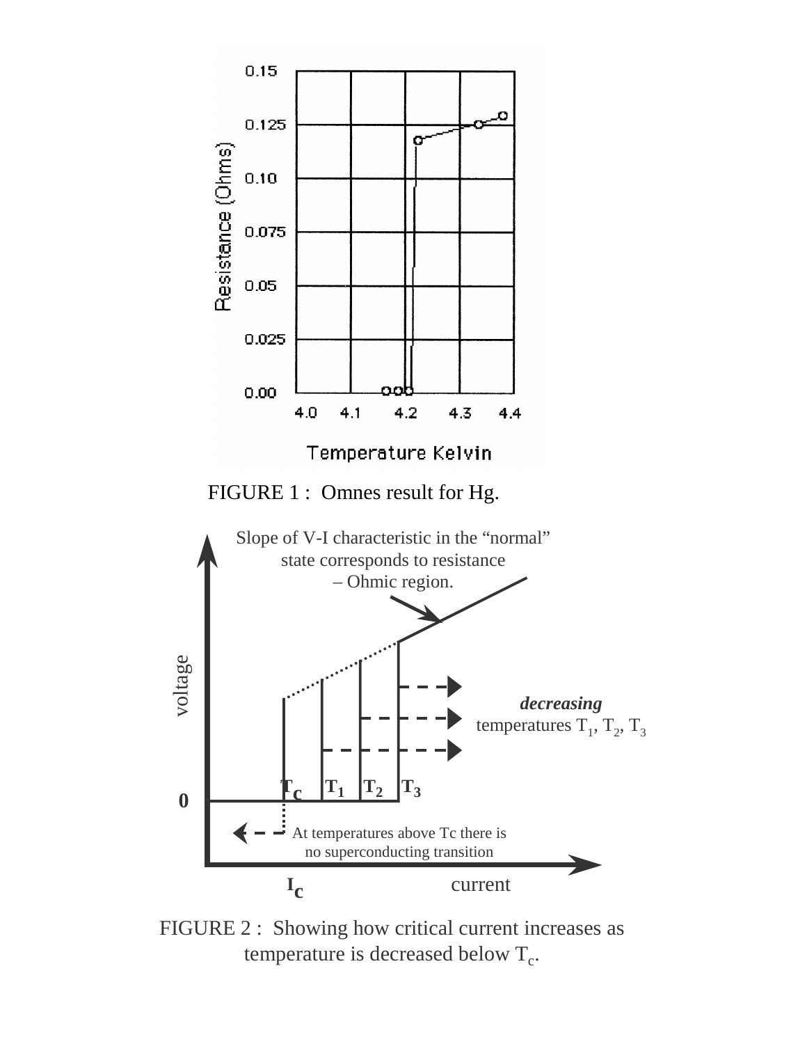FIGURE 1 : Omnes result for Hg.

FIGURE 2 : Showing how critical current increases as temperature is decreased below $T_c$.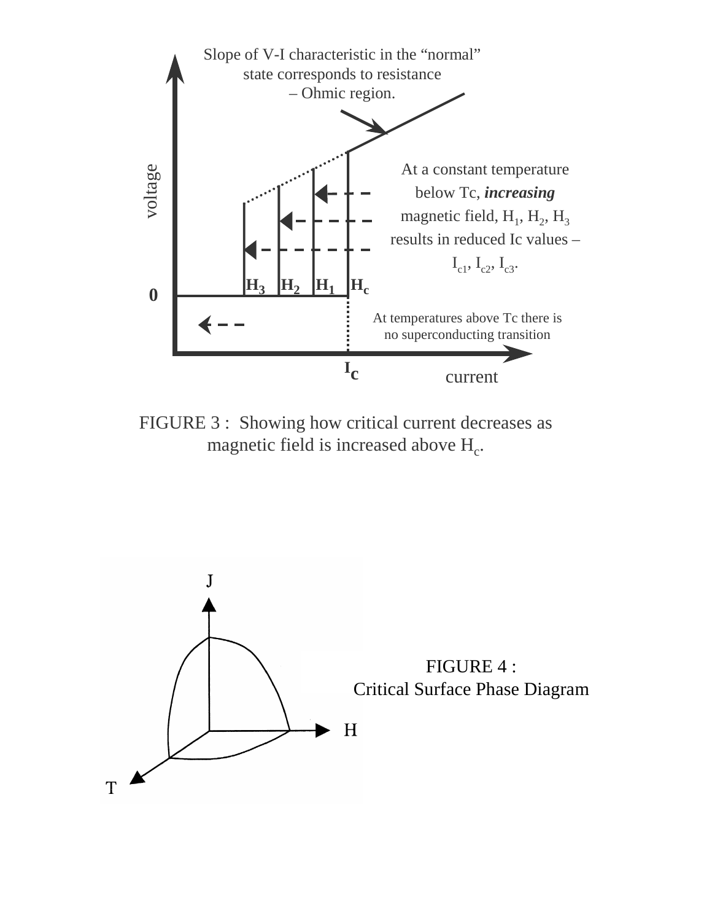Slope of V-I characteristic in the "normal" state corresponds to resistance – Ohmic region.

At a constant temperature below Tc, ***increasing*** magnetic field, $H_1$, $H_2$, $H_3$ results in reduced Ic values – $I_{c1}$, $I_{c2}$, $I_{c3}$.

At temperatures above Tc there is no superconducting transition

voltage

0

$H_3$ $H_2$ $H_1$ $H_c$

$I_C$

current

FIGURE 3 : Showing how critical current decreases as magnetic field is increased above $H_c$.

J

H

T

FIGURE 4 :
Critical Surface Phase Diagram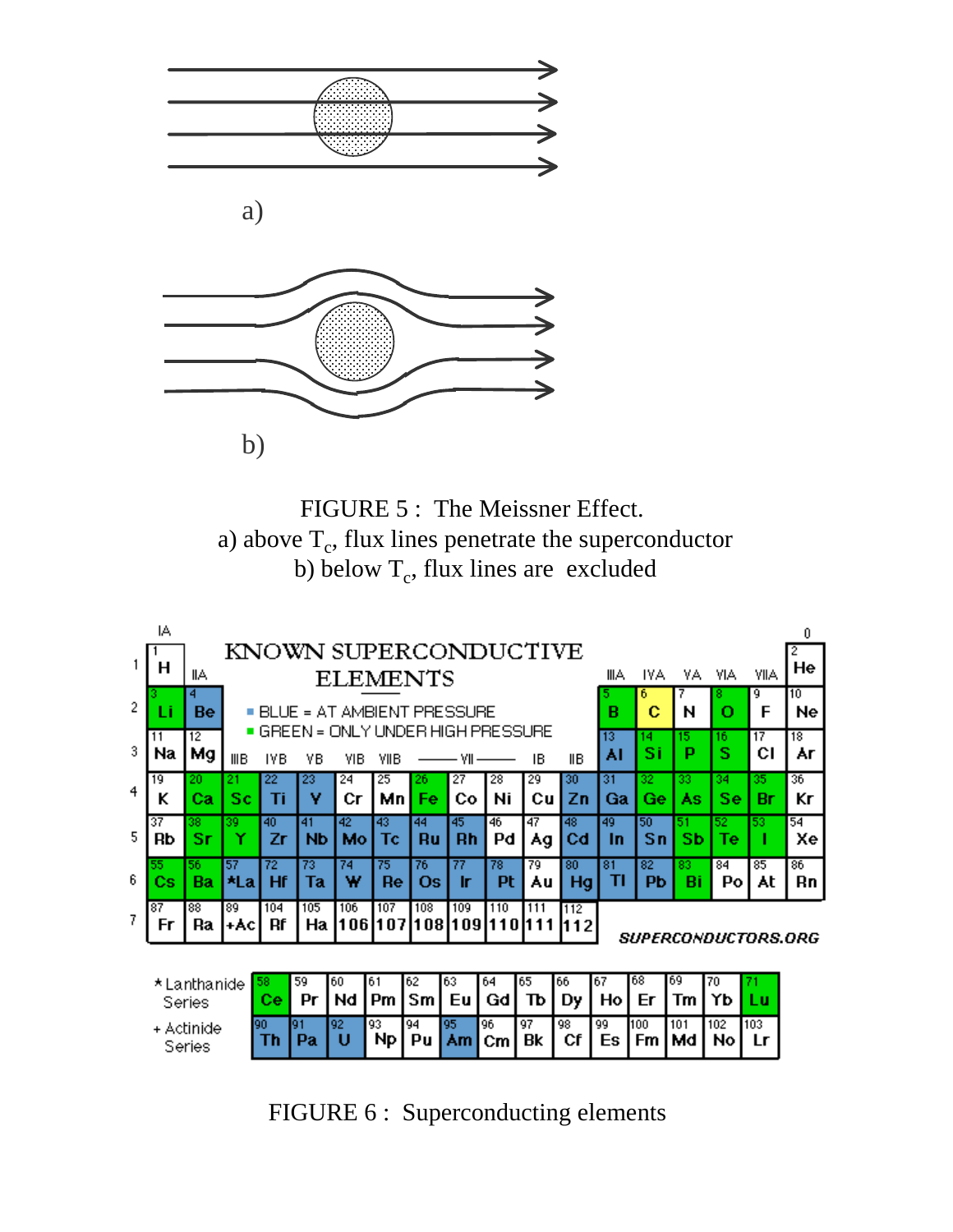a)

b)

FIGURE 5 : The Meissner Effect.
a) above $T_c$, flux lines penetrate the superconductor
b) below $T_c$, flux lines are excluded

KNOWN SUPERCONDUCTIVE ELEMENTS

- BLUE = AT AMBIENT PRESSURE
- GREEN = ONLY UNDER HIGH PRESSURE

| | IA | IIA | IIIB | IVB | VB | VIB | VIIB | VII | VII | VII | IB | IIB | IIIA | IVA | VA | VIA | VIIA | 0 |
|---|---|---|---|---|---|---|---|---|---|---|---|---|---|---|---|---|---|---|
| 1 | 1 H | | | | | | | | | | | | | | | | | 2 He |
| 2 | 3 Li | 4 Be | | | | | | | | | | | 5 B | 6 C | 7 N | 8 O | 9 F | 10 Ne |
| 3 | 11 Na | 12 Mg | | | | | | | | | | | 13 Al | 14 Si | 15 P | 16 S | 17 Cl | 18 Ar |
| 4 | 19 K | 20 Ca | 21 Sc | 22 Ti | 23 V | 24 Cr | 25 Mn | 26 Fe | 27 Co | 28 Ni | 29 Cu | 30 Zn | 31 Ga | 32 Ge | 33 As | 34 Se | 35 Br | 36 Kr |
| 5 | 37 Rb | 38 Sr | 39 Y | 40 Zr | 41 Nb | 42 Mo | 43 Tc | 44 Ru | 45 Rh | 46 Pd | 47 Ag | 48 Cd | 49 In | 50 Sn | 51 Sb | 52 Te | 53 I | 54 Xe |
| 6 | 55 Cs | 56 Ba | 57 *La | 72 Hf | 73 Ta | 74 W | 75 Re | 76 Os | 77 Ir | 78 Pt | 79 Au | 80 Hg | 81 Tl | 82 Pb | 83 Bi | 84 Po | 85 At | 86 Rn |
| 7 | 87 Fr | 88 Ra | 89 +Ac | 104 Rf | 105 Ha | 106 106 | 107 107 | 108 108 | 109 109 | 110 110 | 111 111 | 112 112 | | | | | | |

SUPERCONDUCTORS.ORG

| *Lanthanide Series | 58 Ce | 59 Pr | 60 Nd | 61 Pm | 62 Sm | 63 Eu | 64 Gd | 65 Tb | 66 Dy | 67 Ho | 68 Er | 69 Tm | 70 Yb | 71 Lu |
|---|---|---|---|---|---|---|---|---|---|---|---|---|---|---|
| + Actinide Series | 90 Th | 91 Pa | 92 U | 93 Np | 94 Pu | 95 Am | 96 Cm | 97 Bk | 98 Cf | 99 Es | 100 Fm | 101 Md | 102 No | 103 Lr |

FIGURE 6 : Superconducting elements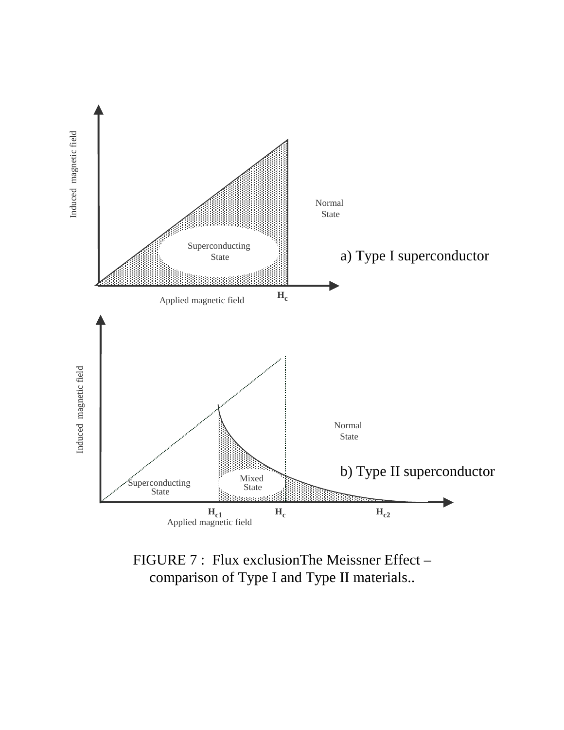Induced magnetic field

Normal State

Superconducting State

a) Type I superconductor

Applied magnetic field $H_c$

Induced magnetic field

Normal State

b) Type II superconductor

Superconducting State

Mixed State

$H_{c1}$ $H_c$ $H_{c2}$

Applied magnetic field

FIGURE 7 : Flux exclusionThe Meissner Effect – comparison of Type I and Type II materials..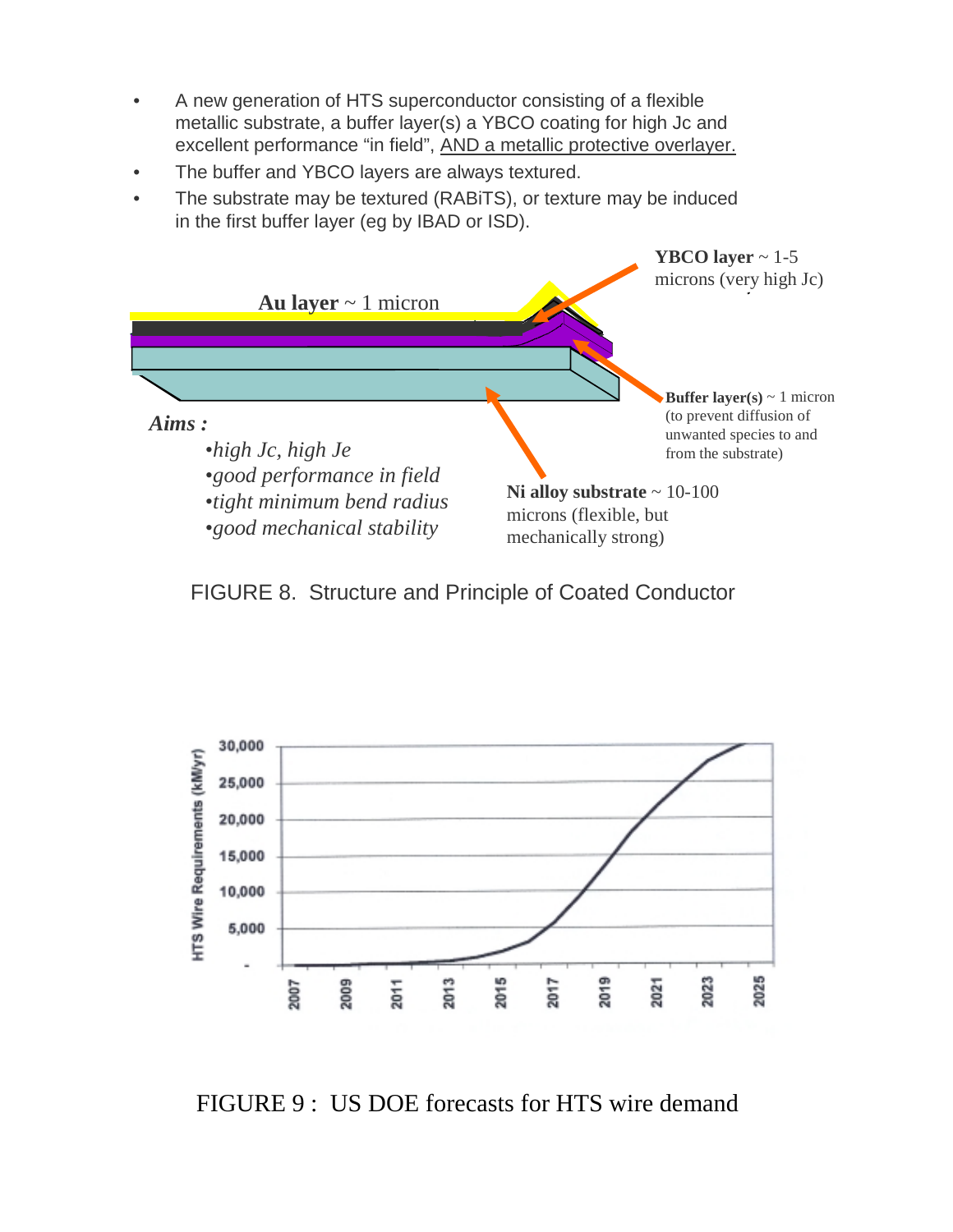- A new generation of HTS superconductor consisting of a flexible metallic substrate, a buffer layer(s) a YBCO coating for high Jc and excellent performance "in field", AND a metallic protective overlayer.
- The buffer and YBCO layers are always textured.
- The substrate may be textured (RABiTS), or texture may be induced in the first buffer layer (eg by IBAD or ISD).

**Au layer** ~ 1 micron

**YBCO layer** ~ 1-5 microns (very high Jc)

**Buffer layer(s)** ~ 1 micron (to prevent diffusion of unwanted species to and from the substrate)

**Ni alloy substrate** ~ 10-100 microns (flexible, but mechanically strong)

***Aims :***

- *high Jc, high Je*
- *good performance in field*
- *tight minimum bend radius*
- *good mechanical stability*

FIGURE 8. Structure and Principle of Coated Conductor

FIGURE 9 : US DOE forecasts for HTS wire demand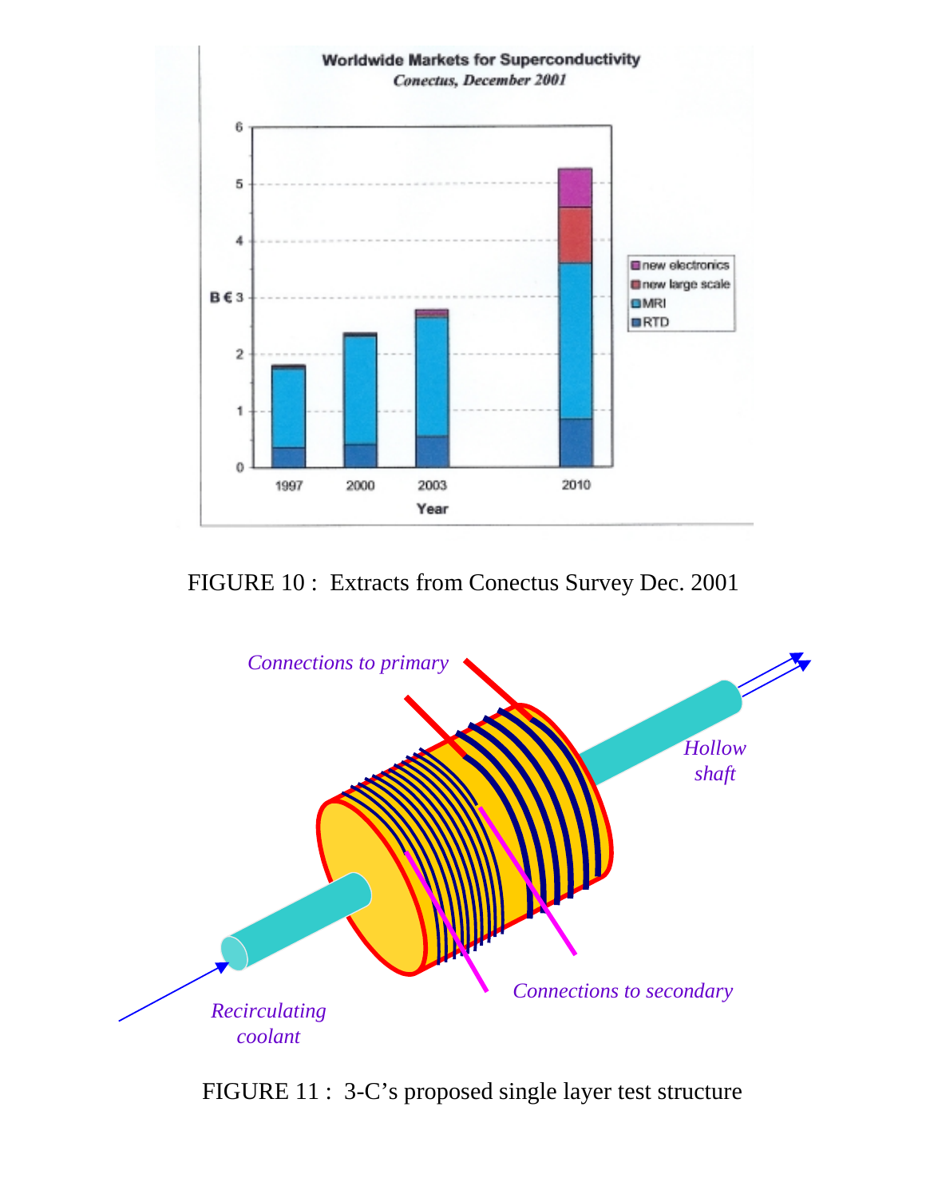FIGURE 10 : Extracts from Conectus Survey Dec. 2001

FIGURE 11 : 3-C's proposed single layer test structure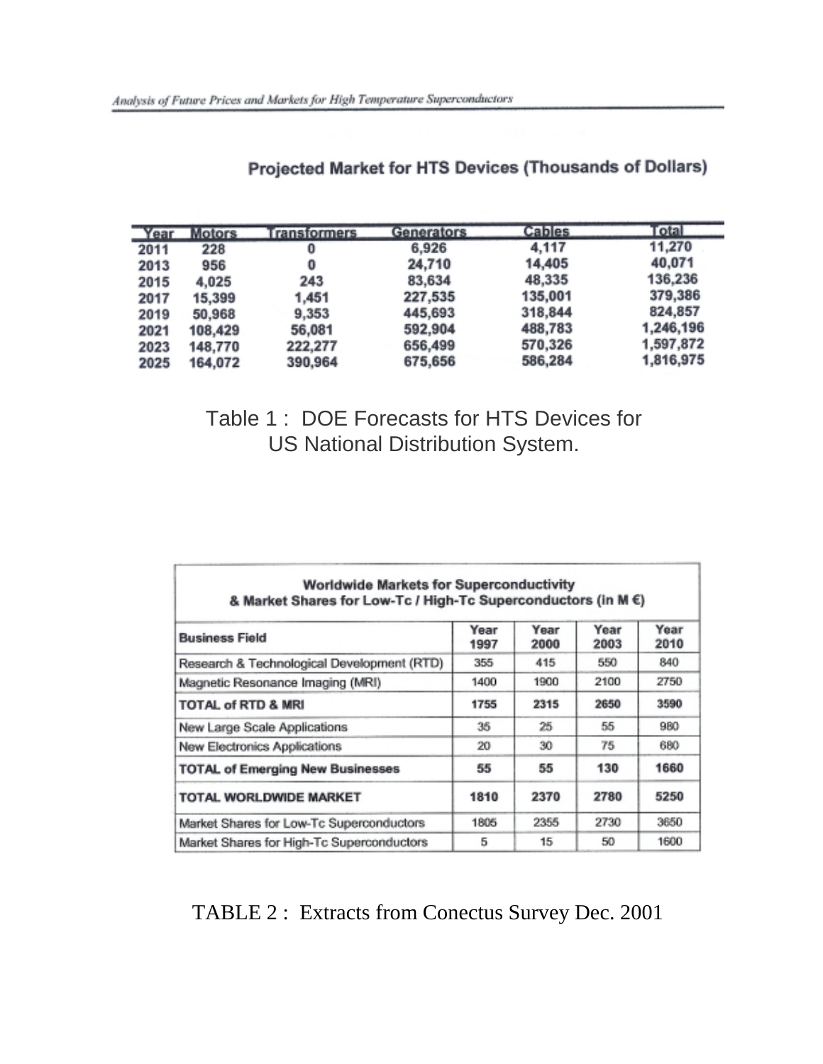**Projected Market for HTS Devices (Thousands of Dollars)**

| Year | Motors | Transformers | Generators | Cables | Total |
|---|---|---|---|---|---|
| 2011 | 228 | 0 | 6,926 | 4,117 | 11,270 |
| 2013 | 956 | 0 | 24,710 | 14,405 | 40,071 |
| 2015 | 4,025 | 243 | 83,634 | 48,335 | 136,236 |
| 2017 | 15,399 | 1,451 | 227,535 | 135,001 | 379,386 |
| 2019 | 50,968 | 9,353 | 445,693 | 318,844 | 824,857 |
| 2021 | 108,429 | 56,081 | 592,904 | 488,783 | 1,246,196 |
| 2023 | 148,770 | 222,277 | 656,499 | 570,326 | 1,597,872 |
| 2025 | 164,072 | 390,964 | 675,656 | 586,284 | 1,816,975 |

Table 1 : DOE Forecasts for HTS Devices for US National Distribution System.

**Worldwide Markets for Superconductivity & Market Shares for Low-Tc / High-Tc Superconductors (in M €)**

| Business Field | Year 1997 | Year 2000 | Year 2003 | Year 2010 |
|---|---|---|---|---|
| Research & Technological Development (RTD) | 355 | 415 | 550 | 840 |
| Magnetic Resonance Imaging (MRI) | 1400 | 1900 | 2100 | 2750 |
| **TOTAL of RTD & MRI** | **1755** | **2315** | **2650** | **3590** |
| New Large Scale Applications | 35 | 25 | 55 | 980 |
| New Electronics Applications | 20 | 30 | 75 | 680 |
| **TOTAL of Emerging New Businesses** | **55** | **55** | **130** | **1660** |
| **TOTAL WORLDWIDE MARKET** | **1810** | **2370** | **2780** | **5250** |
| Market Shares for Low-Tc Superconductors | 1805 | 2355 | 2730 | 3650 |
| Market Shares for High-Tc Superconductors | 5 | 15 | 50 | 1600 |

TABLE 2 : Extracts from Conectus Survey Dec. 2001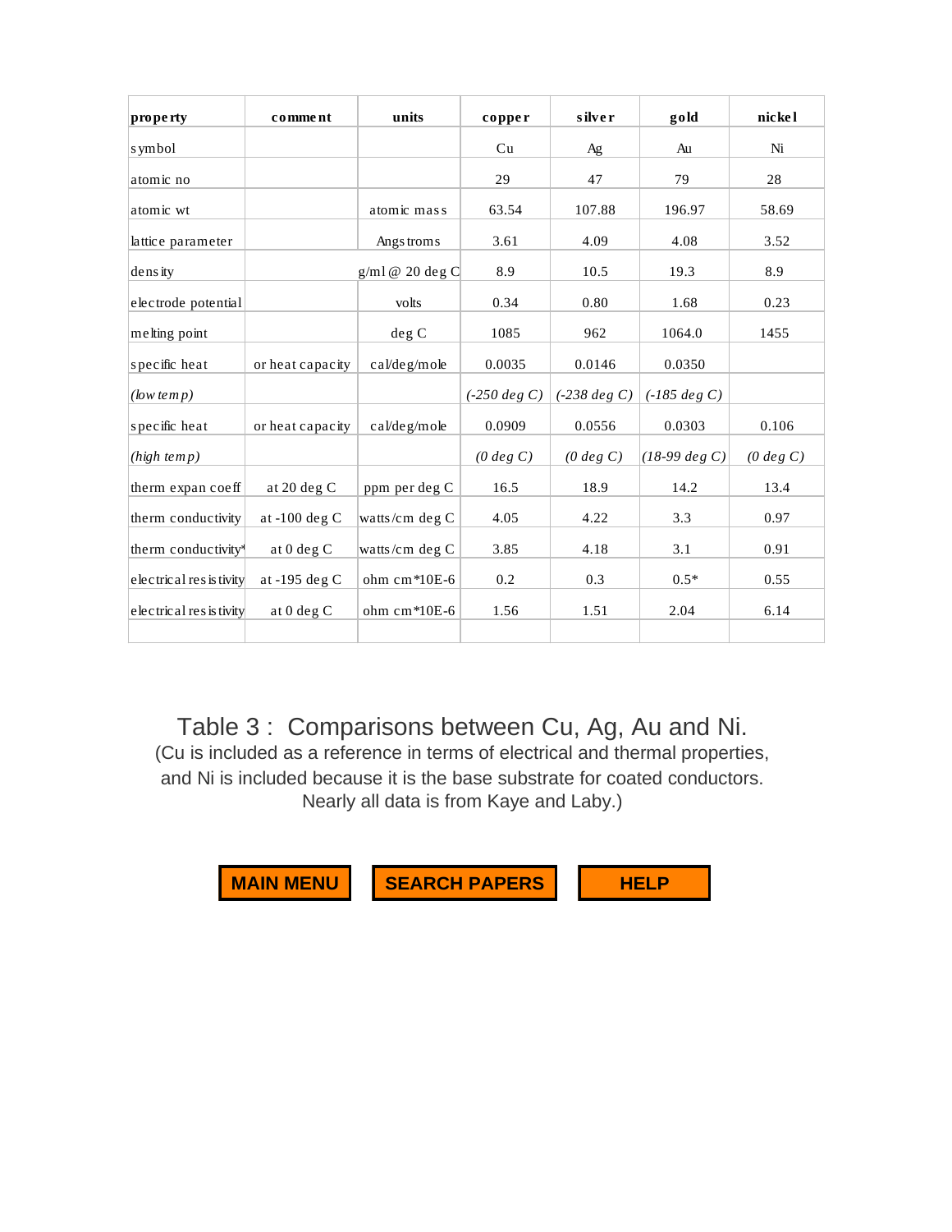| property | comment | units | copper | silver | gold | nickel |
|---|---|---|---|---|---|---|
| symbol | | | Cu | Ag | Au | Ni |
| atomic no | | | 29 | 47 | 79 | 28 |
| atomic wt | | atomic mass | 63.54 | 107.88 | 196.97 | 58.69 |
| lattice parameter | | Angstroms | 3.61 | 4.09 | 4.08 | 3.52 |
| density | | g/ml @ 20 deg C | 8.9 | 10.5 | 19.3 | 8.9 |
| electrode potential | | volts | 0.34 | 0.80 | 1.68 | 0.23 |
| melting point | | deg C | 1085 | 962 | 1064.0 | 1455 |
| specific heat | or heat capacity | cal/deg/mole | 0.0035 | 0.0146 | 0.0350 | |
| *(low temp)* | | | *(-250 deg C)* | *(-238 deg C)* | *(-185 deg C)* | |
| specific heat | or heat capacity | cal/deg/mole | 0.0909 | 0.0556 | 0.0303 | 0.106 |
| *(high temp)* | | | *(0 deg C)* | *(0 deg C)* | *(18-99 deg C)* | *(0 deg C)* |
| therm expan coeff | at 20 deg C | ppm per deg C | 16.5 | 18.9 | 14.2 | 13.4 |
| therm conductivity | at -100 deg C | watts/cm deg C | 4.05 | 4.22 | 3.3 | 0.97 |
| therm conductivity* | at 0 deg C | watts/cm deg C | 3.85 | 4.18 | 3.1 | 0.91 |
| electrical resistivity | at -195 deg C | ohm cm*10E-6 | 0.2 | 0.3 | 0.5* | 0.55 |
| electrical resistivity | at 0 deg C | ohm cm*10E-6 | 1.56 | 1.51 | 2.04 | 6.14 |
| | | | | | | |

Table 3 : Comparisons between Cu, Ag, Au and Ni.
(Cu is included as a reference in terms of electrical and thermal properties, and Ni is included because it is the base substrate for coated conductors. Nearly all data is from Kaye and Laby.)

**MAIN MENU** **SEARCH PAPERS** **HELP**